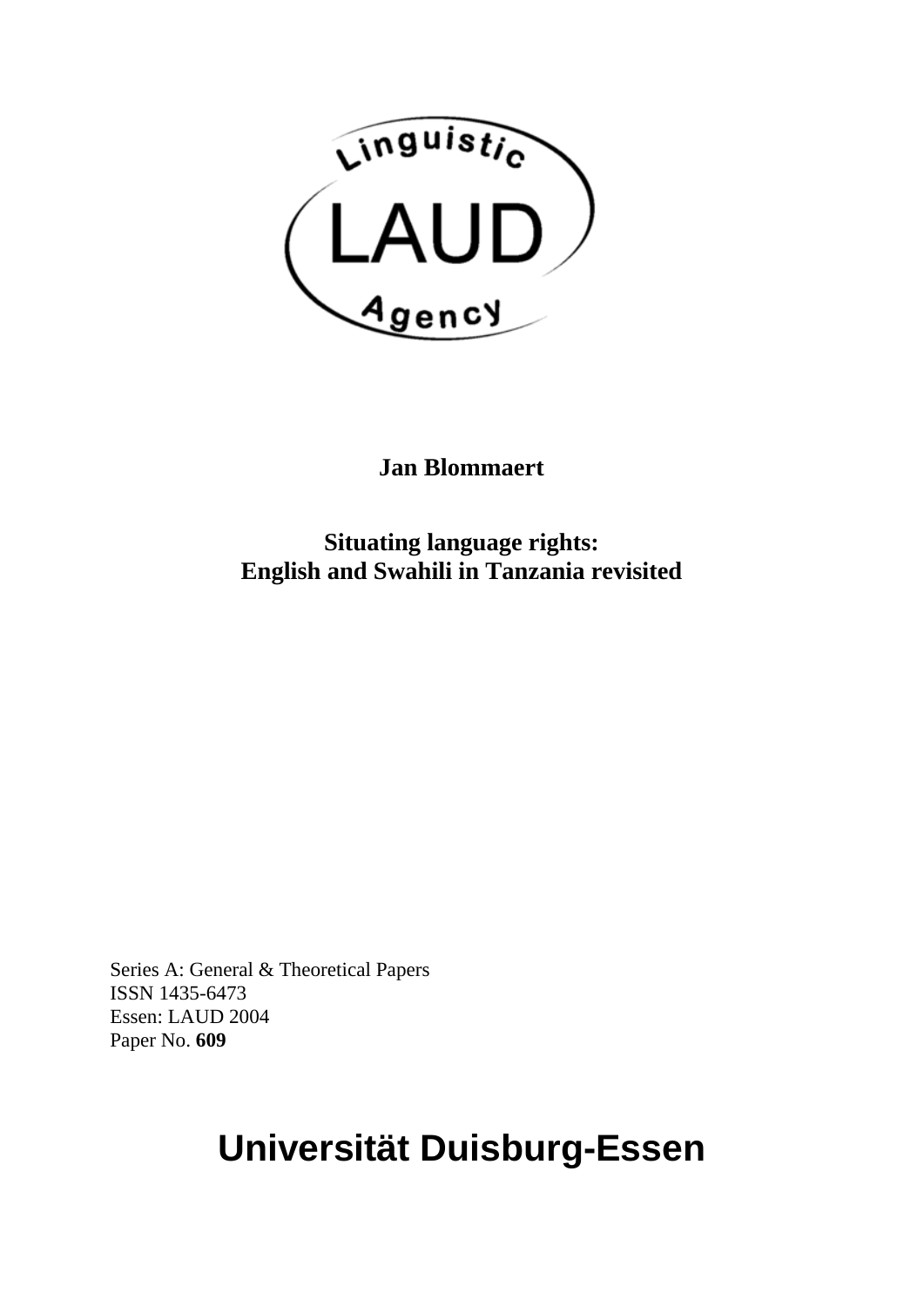Linguistic

LAUD

Agency

**Jan Blommaert**

**Situating language rights:
English and Swahili in Tanzania revisited**

Series A: General & Theoretical Papers
ISSN 1435-6473
Essen: LAUD 2004
Paper No. **609**

# Universität Duisburg-Essen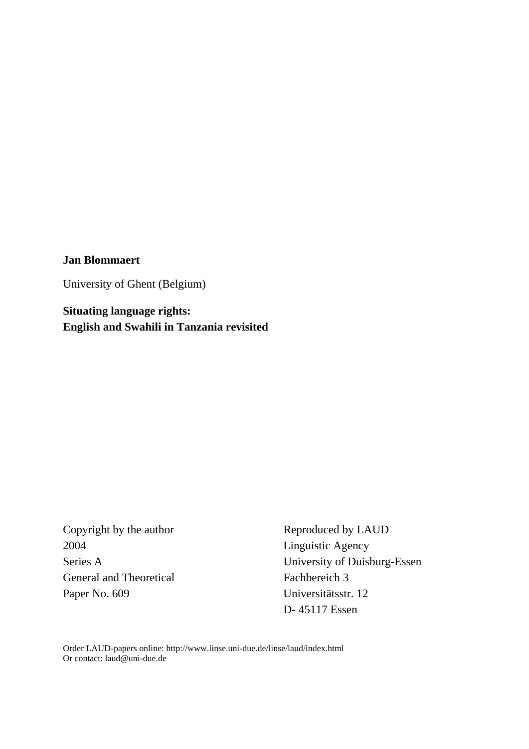**Jan Blommaert**

University of Ghent (Belgium)

**Situating language rights:**
**English and Swahili in Tanzania revisited**

Copyright by the author
2004
Series A
General and Theoretical
Paper No. 609

Reproduced by LAUD
Linguistic Agency
University of Duisburg-Essen
Fachbereich 3
Universitätsstr. 12
D- 45117 Essen

Order LAUD-papers online: http://www.linse.uni-due.de/linse/laud/index.html
Or contact: laud@uni-due.de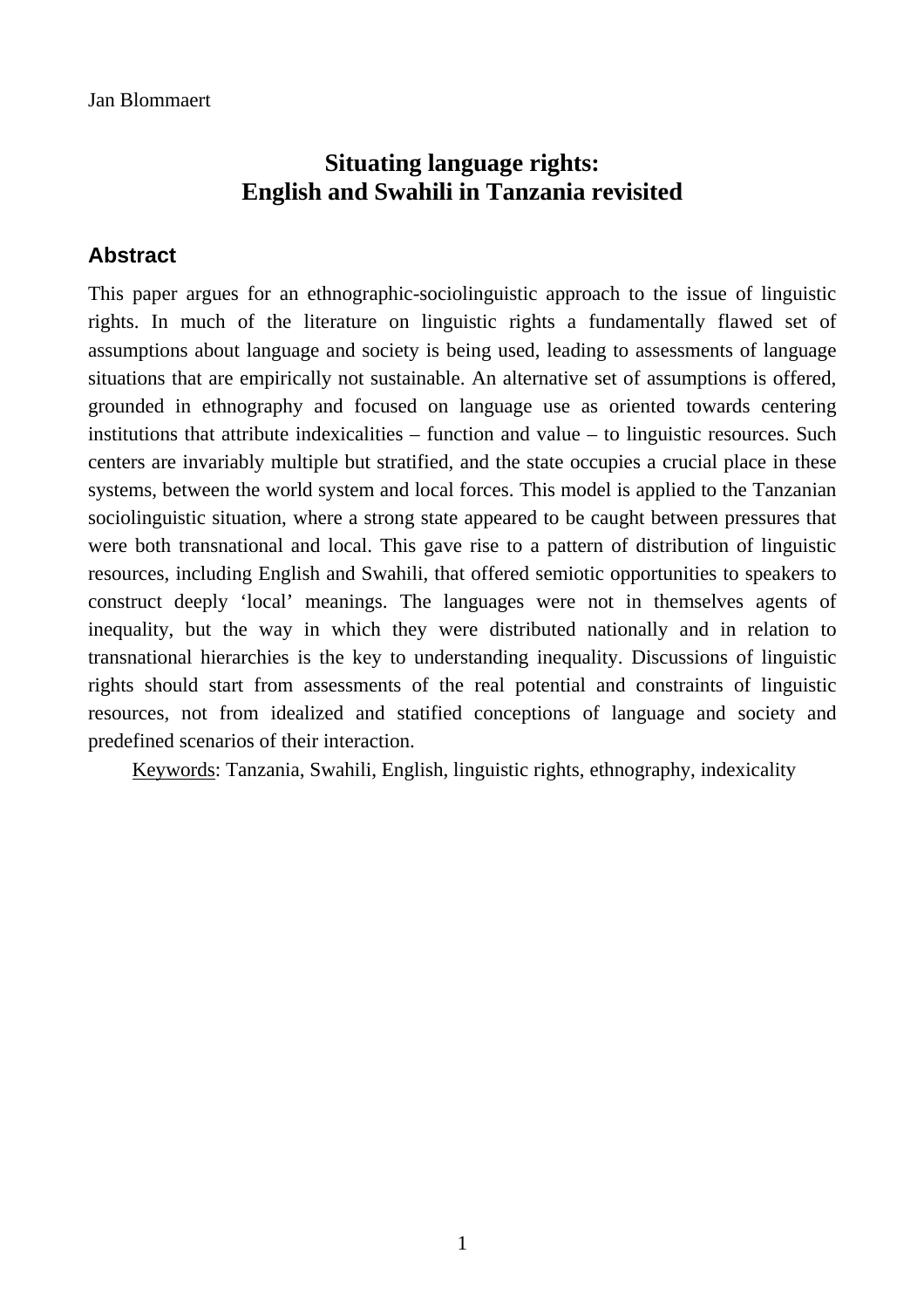Jan Blommaert

# Situating language rights:
# English and Swahili in Tanzania revisited

## Abstract

This paper argues for an ethnographic-sociolinguistic approach to the issue of linguistic rights. In much of the literature on linguistic rights a fundamentally flawed set of assumptions about language and society is being used, leading to assessments of language situations that are empirically not sustainable. An alternative set of assumptions is offered, grounded in ethnography and focused on language use as oriented towards centering institutions that attribute indexicalities – function and value – to linguistic resources. Such centers are invariably multiple but stratified, and the state occupies a crucial place in these systems, between the world system and local forces. This model is applied to the Tanzanian sociolinguistic situation, where a strong state appeared to be caught between pressures that were both transnational and local. This gave rise to a pattern of distribution of linguistic resources, including English and Swahili, that offered semiotic opportunities to speakers to construct deeply 'local' meanings. The languages were not in themselves agents of inequality, but the way in which they were distributed nationally and in relation to transnational hierarchies is the key to understanding inequality. Discussions of linguistic rights should start from assessments of the real potential and constraints of linguistic resources, not from idealized and statified conceptions of language and society and predefined scenarios of their interaction.

Keywords: Tanzania, Swahili, English, linguistic rights, ethnography, indexicality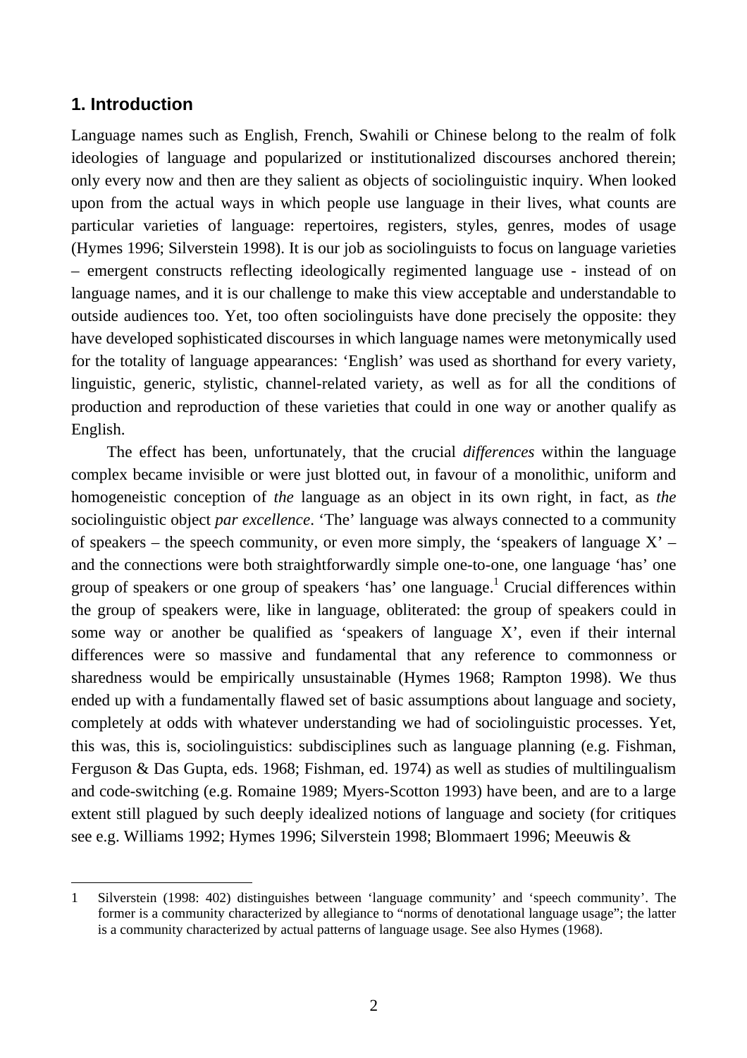## 1. Introduction

Language names such as English, French, Swahili or Chinese belong to the realm of folk ideologies of language and popularized or institutionalized discourses anchored therein; only every now and then are they salient as objects of sociolinguistic inquiry. When looked upon from the actual ways in which people use language in their lives, what counts are particular varieties of language: repertoires, registers, styles, genres, modes of usage (Hymes 1996; Silverstein 1998). It is our job as sociolinguists to focus on language varieties – emergent constructs reflecting ideologically regimented language use - instead of on language names, and it is our challenge to make this view acceptable and understandable to outside audiences too. Yet, too often sociolinguists have done precisely the opposite: they have developed sophisticated discourses in which language names were metonymically used for the totality of language appearances: 'English' was used as shorthand for every variety, linguistic, generic, stylistic, channel-related variety, as well as for all the conditions of production and reproduction of these varieties that could in one way or another qualify as English.

The effect has been, unfortunately, that the crucial *differences* within the language complex became invisible or were just blotted out, in favour of a monolithic, uniform and homogeneistic conception of *the* language as an object in its own right, in fact, as *the* sociolinguistic object *par excellence*. 'The' language was always connected to a community of speakers – the speech community, or even more simply, the 'speakers of language X' – and the connections were both straightforwardly simple one-to-one, one language 'has' one group of speakers or one group of speakers 'has' one language.[1] Crucial differences within the group of speakers were, like in language, obliterated: the group of speakers could in some way or another be qualified as 'speakers of language X', even if their internal differences were so massive and fundamental that any reference to commonness or sharedness would be empirically unsustainable (Hymes 1968; Rampton 1998). We thus ended up with a fundamentally flawed set of basic assumptions about language and society, completely at odds with whatever understanding we had of sociolinguistic processes. Yet, this was, this is, sociolinguistics: subdisciplines such as language planning (e.g. Fishman, Ferguson & Das Gupta, eds. 1968; Fishman, ed. 1974) as well as studies of multilingualism and code-switching (e.g. Romaine 1989; Myers-Scotton 1993) have been, and are to a large extent still plagued by such deeply idealized notions of language and society (for critiques see e.g. Williams 1992; Hymes 1996; Silverstein 1998; Blommaert 1996; Meeuwis &

---

1 Silverstein (1998: 402) distinguishes between 'language community' and 'speech community'. The former is a community characterized by allegiance to "norms of denotational language usage"; the latter is a community characterized by actual patterns of language usage. See also Hymes (1968).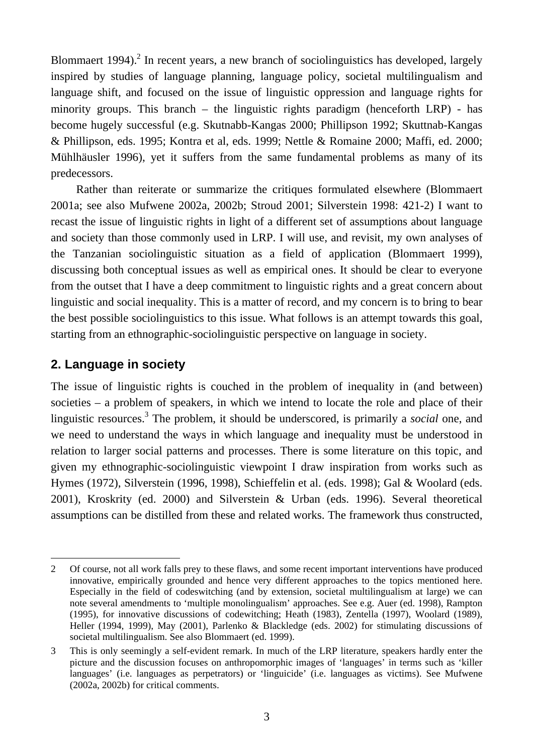Blommaert 1994).[2] In recent years, a new branch of sociolinguistics has developed, largely inspired by studies of language planning, language policy, societal multilingualism and language shift, and focused on the issue of linguistic oppression and language rights for minority groups. This branch – the linguistic rights paradigm (henceforth LRP) - has become hugely successful (e.g. Skutnabb-Kangas 2000; Phillipson 1992; Skuttnab-Kangas & Phillipson, eds. 1995; Kontra et al, eds. 1999; Nettle & Romaine 2000; Maffi, ed. 2000; Mühlhäusler 1996), yet it suffers from the same fundamental problems as many of its predecessors.

Rather than reiterate or summarize the critiques formulated elsewhere (Blommaert 2001a; see also Mufwene 2002a, 2002b; Stroud 2001; Silverstein 1998: 421-2) I want to recast the issue of linguistic rights in light of a different set of assumptions about language and society than those commonly used in LRP. I will use, and revisit, my own analyses of the Tanzanian sociolinguistic situation as a field of application (Blommaert 1999), discussing both conceptual issues as well as empirical ones. It should be clear to everyone from the outset that I have a deep commitment to linguistic rights and a great concern about linguistic and social inequality. This is a matter of record, and my concern is to bring to bear the best possible sociolinguistics to this issue. What follows is an attempt towards this goal, starting from an ethnographic-sociolinguistic perspective on language in society.

## 2. Language in society

The issue of linguistic rights is couched in the problem of inequality in (and between) societies – a problem of speakers, in which we intend to locate the role and place of their linguistic resources.[3] The problem, it should be underscored, is primarily a *social* one, and we need to understand the ways in which language and inequality must be understood in relation to larger social patterns and processes. There is some literature on this topic, and given my ethnographic-sociolinguistic viewpoint I draw inspiration from works such as Hymes (1972), Silverstein (1996, 1998), Schieffelin et al. (eds. 1998); Gal & Woolard (eds. 2001), Kroskrity (ed. 2000) and Silverstein & Urban (eds. 1996). Several theoretical assumptions can be distilled from these and related works. The framework thus constructed,

---

2 Of course, not all work falls prey to these flaws, and some recent important interventions have produced innovative, empirically grounded and hence very different approaches to the topics mentioned here. Especially in the field of codeswitching (and by extension, societal multilingualism at large) we can note several amendments to 'multiple monolingualism' approaches. See e.g. Auer (ed. 1998), Rampton (1995), for innovative discussions of codewitching; Heath (1983), Zentella (1997), Woolard (1989), Heller (1994, 1999), May (2001), Parlenko & Blackledge (eds. 2002) for stimulating discussions of societal multilingualism. See also Blommaert (ed. 1999).

3 This is only seemingly a self-evident remark. In much of the LRP literature, speakers hardly enter the picture and the discussion focuses on anthropomorphic images of 'languages' in terms such as 'killer languages' (i.e. languages as perpetrators) or 'linguicide' (i.e. languages as victims). See Mufwene (2002a, 2002b) for critical comments.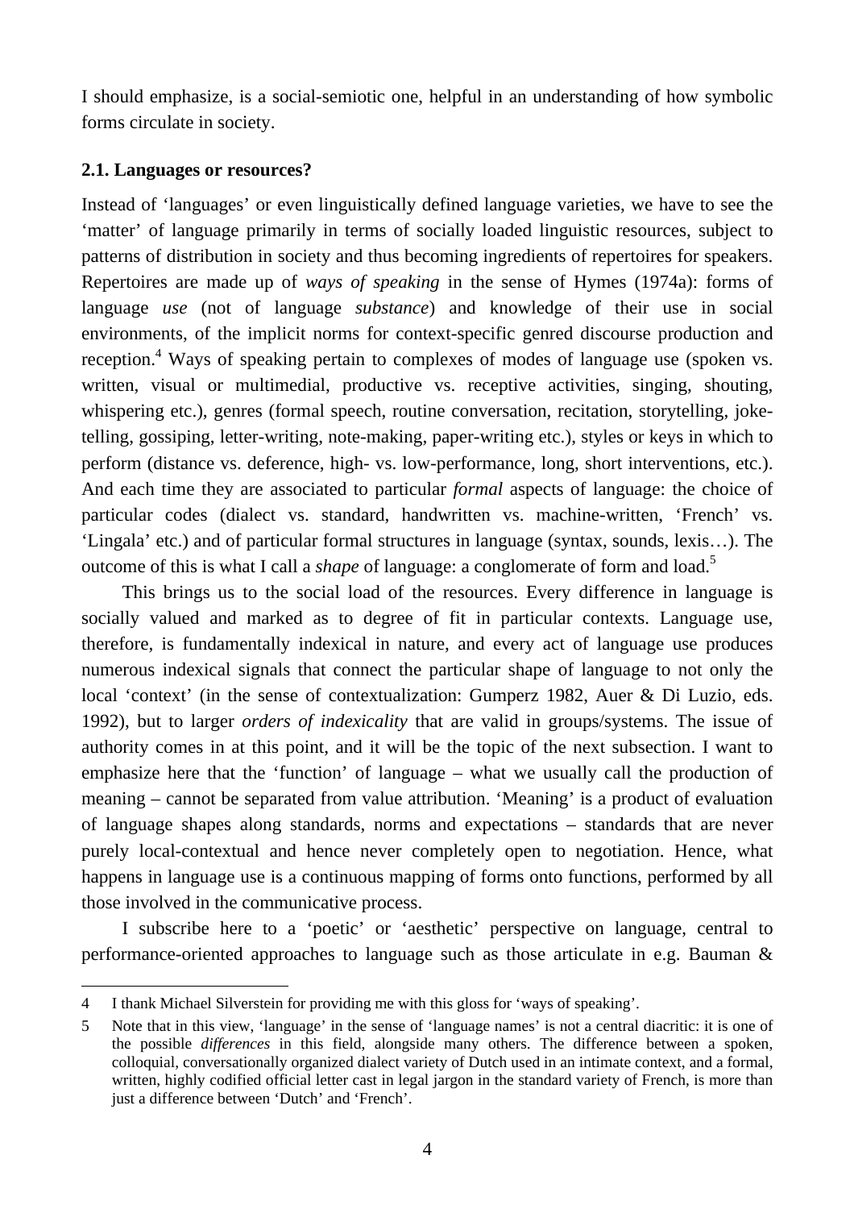I should emphasize, is a social-semiotic one, helpful in an understanding of how symbolic forms circulate in society.

### 2.1. Languages or resources?

Instead of 'languages' or even linguistically defined language varieties, we have to see the 'matter' of language primarily in terms of socially loaded linguistic resources, subject to patterns of distribution in society and thus becoming ingredients of repertoires for speakers. Repertoires are made up of *ways of speaking* in the sense of Hymes (1974a): forms of language *use* (not of language *substance*) and knowledge of their use in social environments, of the implicit norms for context-specific genred discourse production and reception.[4] Ways of speaking pertain to complexes of modes of language use (spoken vs. written, visual or multimedial, productive vs. receptive activities, singing, shouting, whispering etc.), genres (formal speech, routine conversation, recitation, storytelling, joke-telling, gossiping, letter-writing, note-making, paper-writing etc.), styles or keys in which to perform (distance vs. deference, high- vs. low-performance, long, short interventions, etc.). And each time they are associated to particular *formal* aspects of language: the choice of particular codes (dialect vs. standard, handwritten vs. machine-written, 'French' vs. 'Lingala' etc.) and of particular formal structures in language (syntax, sounds, lexis…). The outcome of this is what I call a *shape* of language: a conglomerate of form and load.[5]

This brings us to the social load of the resources. Every difference in language is socially valued and marked as to degree of fit in particular contexts. Language use, therefore, is fundamentally indexical in nature, and every act of language use produces numerous indexical signals that connect the particular shape of language to not only the local 'context' (in the sense of contextualization: Gumperz 1982, Auer & Di Luzio, eds. 1992), but to larger *orders of indexicality* that are valid in groups/systems. The issue of authority comes in at this point, and it will be the topic of the next subsection. I want to emphasize here that the 'function' of language – what we usually call the production of meaning – cannot be separated from value attribution. 'Meaning' is a product of evaluation of language shapes along standards, norms and expectations – standards that are never purely local-contextual and hence never completely open to negotiation. Hence, what happens in language use is a continuous mapping of forms onto functions, performed by all those involved in the communicative process.

I subscribe here to a 'poetic' or 'aesthetic' perspective on language, central to performance-oriented approaches to language such as those articulate in e.g. Bauman &

---

4 I thank Michael Silverstein for providing me with this gloss for 'ways of speaking'.

5 Note that in this view, 'language' in the sense of 'language names' is not a central diacritic: it is one of the possible *differences* in this field, alongside many others. The difference between a spoken, colloquial, conversationally organized dialect variety of Dutch used in an intimate context, and a formal, written, highly codified official letter cast in legal jargon in the standard variety of French, is more than just a difference between 'Dutch' and 'French'.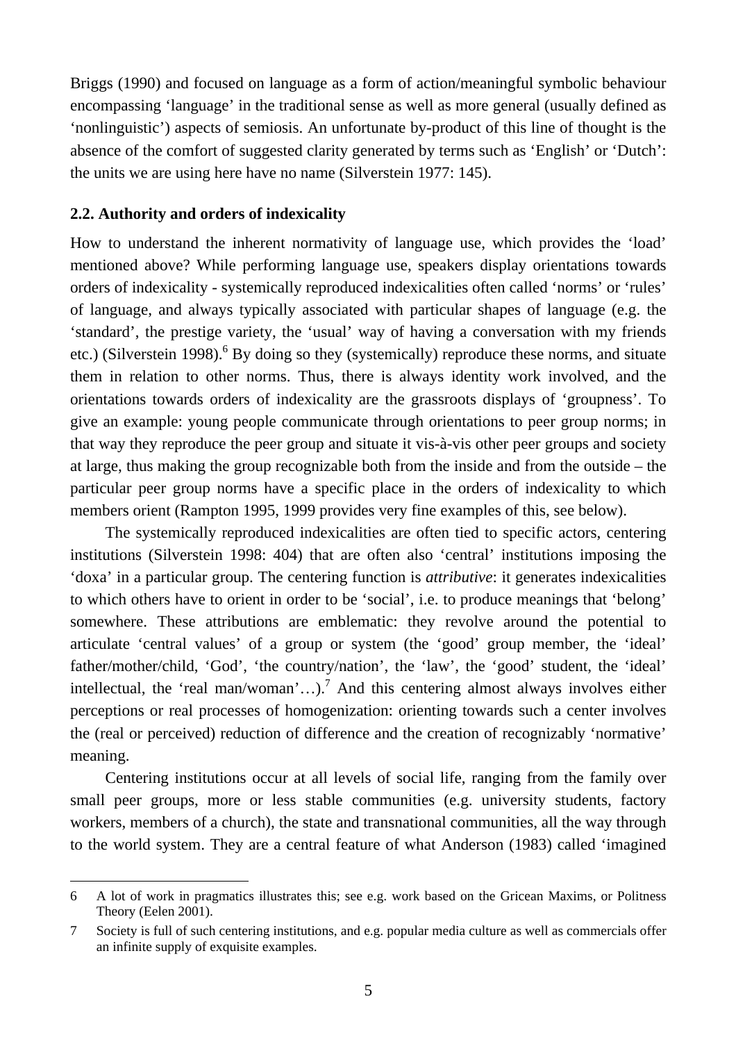Briggs (1990) and focused on language as a form of action/meaningful symbolic behaviour encompassing 'language' in the traditional sense as well as more general (usually defined as 'nonlinguistic') aspects of semiosis. An unfortunate by-product of this line of thought is the absence of the comfort of suggested clarity generated by terms such as 'English' or 'Dutch': the units we are using here have no name (Silverstein 1977: 145).

## 2.2. Authority and orders of indexicality

How to understand the inherent normativity of language use, which provides the 'load' mentioned above? While performing language use, speakers display orientations towards orders of indexicality - systemically reproduced indexicalities often called 'norms' or 'rules' of language, and always typically associated with particular shapes of language (e.g. the 'standard', the prestige variety, the 'usual' way of having a conversation with my friends etc.) (Silverstein 1998).[6] By doing so they (systemically) reproduce these norms, and situate them in relation to other norms. Thus, there is always identity work involved, and the orientations towards orders of indexicality are the grassroots displays of 'groupness'. To give an example: young people communicate through orientations to peer group norms; in that way they reproduce the peer group and situate it vis-à-vis other peer groups and society at large, thus making the group recognizable both from the inside and from the outside – the particular peer group norms have a specific place in the orders of indexicality to which members orient (Rampton 1995, 1999 provides very fine examples of this, see below).

The systemically reproduced indexicalities are often tied to specific actors, centering institutions (Silverstein 1998: 404) that are often also 'central' institutions imposing the 'doxa' in a particular group. The centering function is *attributive*: it generates indexicalities to which others have to orient in order to be 'social', i.e. to produce meanings that 'belong' somewhere. These attributions are emblematic: they revolve around the potential to articulate 'central values' of a group or system (the 'good' group member, the 'ideal' father/mother/child, 'God', 'the country/nation', the 'law', the 'good' student, the 'ideal' intellectual, the 'real man/woman'…).[7] And this centering almost always involves either perceptions or real processes of homogenization: orienting towards such a center involves the (real or perceived) reduction of difference and the creation of recognizably 'normative' meaning.

Centering institutions occur at all levels of social life, ranging from the family over small peer groups, more or less stable communities (e.g. university students, factory workers, members of a church), the state and transnational communities, all the way through to the world system. They are a central feature of what Anderson (1983) called 'imagined

---

6 A lot of work in pragmatics illustrates this; see e.g. work based on the Gricean Maxims, or Politness Theory (Eelen 2001).

7 Society is full of such centering institutions, and e.g. popular media culture as well as commercials offer an infinite supply of exquisite examples.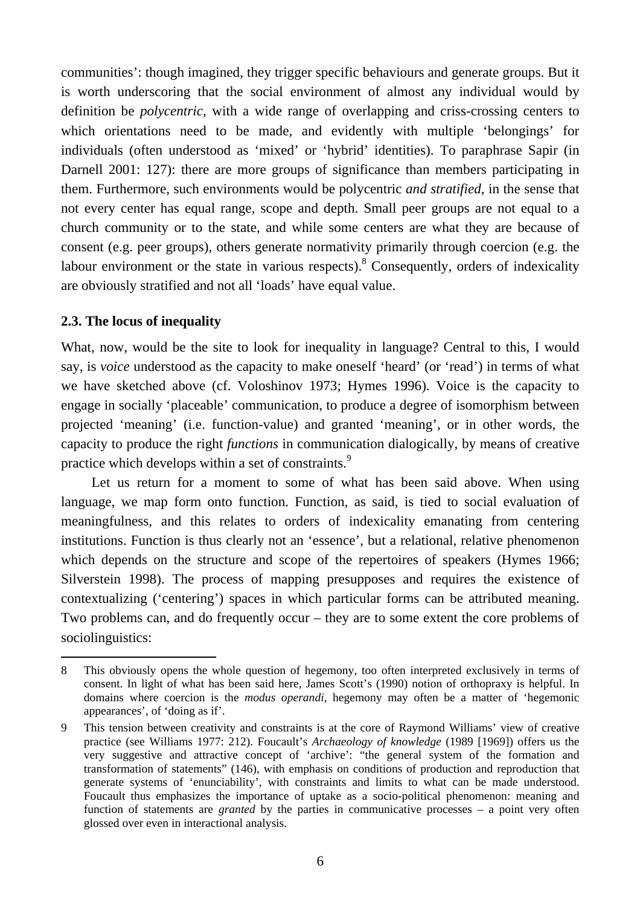communities': though imagined, they trigger specific behaviours and generate groups. But it is worth underscoring that the social environment of almost any individual would by definition be *polycentric*, with a wide range of overlapping and criss-crossing centers to which orientations need to be made, and evidently with multiple 'belongings' for individuals (often understood as 'mixed' or 'hybrid' identities). To paraphrase Sapir (in Darnell 2001: 127): there are more groups of significance than members participating in them. Furthermore, such environments would be polycentric *and stratified*, in the sense that not every center has equal range, scope and depth. Small peer groups are not equal to a church community or to the state, and while some centers are what they are because of consent (e.g. peer groups), others generate normativity primarily through coercion (e.g. the labour environment or the state in various respects).[8] Consequently, orders of indexicality are obviously stratified and not all 'loads' have equal value.

### 2.3. The locus of inequality

What, now, would be the site to look for inequality in language? Central to this, I would say, is *voice* understood as the capacity to make oneself 'heard' (or 'read') in terms of what we have sketched above (cf. Voloshinov 1973; Hymes 1996). Voice is the capacity to engage in socially 'placeable' communication, to produce a degree of isomorphism between projected 'meaning' (i.e. function-value) and granted 'meaning', or in other words, the capacity to produce the right *functions* in communication dialogically, by means of creative practice which develops within a set of constraints.[9]

Let us return for a moment to some of what has been said above. When using language, we map form onto function. Function, as said, is tied to social evaluation of meaningfulness, and this relates to orders of indexicality emanating from centering institutions. Function is thus clearly not an 'essence', but a relational, relative phenomenon which depends on the structure and scope of the repertoires of speakers (Hymes 1966; Silverstein 1998). The process of mapping presupposes and requires the existence of contextualizing ('centering') spaces in which particular forms can be attributed meaning. Two problems can, and do frequently occur – they are to some extent the core problems of sociolinguistics:

---

8 This obviously opens the whole question of hegemony, too often interpreted exclusively in terms of consent. In light of what has been said here, James Scott's (1990) notion of orthopraxy is helpful. In domains where coercion is the *modus operandi*, hegemony may often be a matter of 'hegemonic appearances', of 'doing as if'.

9 This tension between creativity and constraints is at the core of Raymond Williams' view of creative practice (see Williams 1977: 212). Foucault's *Archaeology of knowledge* (1989 [1969]) offers us the very suggestive and attractive concept of 'archive': "the general system of the formation and transformation of statements" (146), with emphasis on conditions of production and reproduction that generate systems of 'enunciability', with constraints and limits to what can be made understood. Foucault thus emphasizes the importance of uptake as a socio-political phenomenon: meaning and function of statements are *granted* by the parties in communicative processes – a point very often glossed over even in interactional analysis.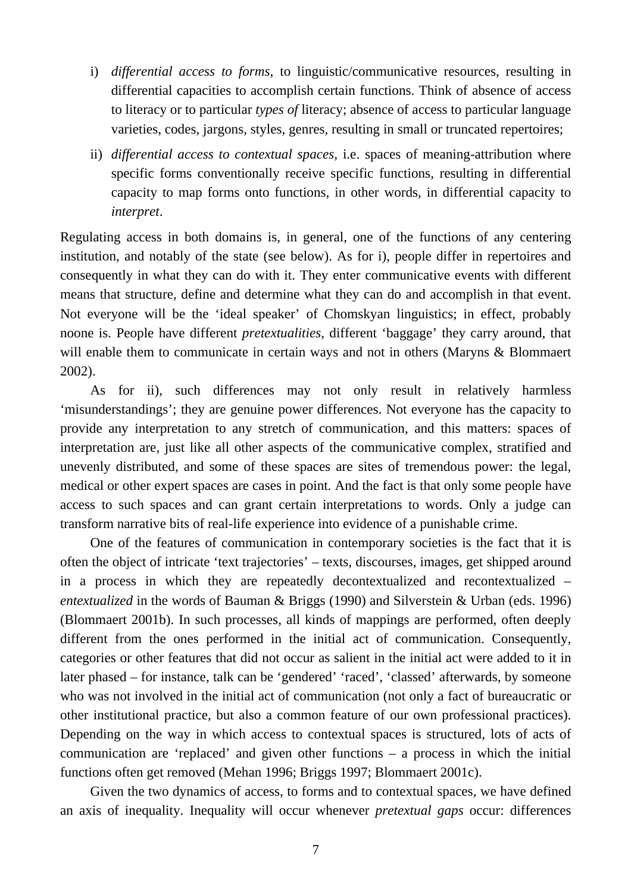i) *differential access to forms*, to linguistic/communicative resources, resulting in differential capacities to accomplish certain functions. Think of absence of access to literacy or to particular *types of* literacy; absence of access to particular language varieties, codes, jargons, styles, genres, resulting in small or truncated repertoires;

ii) *differential access to contextual spaces*, i.e. spaces of meaning-attribution where specific forms conventionally receive specific functions, resulting in differential capacity to map forms onto functions, in other words, in differential capacity to *interpret*.

Regulating access in both domains is, in general, one of the functions of any centering institution, and notably of the state (see below). As for i), people differ in repertoires and consequently in what they can do with it. They enter communicative events with different means that structure, define and determine what they can do and accomplish in that event. Not everyone will be the 'ideal speaker' of Chomskyan linguistics; in effect, probably noone is. People have different *pretextualities*, different 'baggage' they carry around, that will enable them to communicate in certain ways and not in others (Maryns & Blommaert 2002).

As for ii), such differences may not only result in relatively harmless 'misunderstandings'; they are genuine power differences. Not everyone has the capacity to provide any interpretation to any stretch of communication, and this matters: spaces of interpretation are, just like all other aspects of the communicative complex, stratified and unevenly distributed, and some of these spaces are sites of tremendous power: the legal, medical or other expert spaces are cases in point. And the fact is that only some people have access to such spaces and can grant certain interpretations to words. Only a judge can transform narrative bits of real-life experience into evidence of a punishable crime.

One of the features of communication in contemporary societies is the fact that it is often the object of intricate 'text trajectories' – texts, discourses, images, get shipped around in a process in which they are repeatedly decontextualized and recontextualized – *entextualized* in the words of Bauman & Briggs (1990) and Silverstein & Urban (eds. 1996) (Blommaert 2001b). In such processes, all kinds of mappings are performed, often deeply different from the ones performed in the initial act of communication. Consequently, categories or other features that did not occur as salient in the initial act were added to it in later phased – for instance, talk can be 'gendered' 'raced', 'classed' afterwards, by someone who was not involved in the initial act of communication (not only a fact of bureaucratic or other institutional practice, but also a common feature of our own professional practices). Depending on the way in which access to contextual spaces is structured, lots of acts of communication are 'replaced' and given other functions – a process in which the initial functions often get removed (Mehan 1996; Briggs 1997; Blommaert 2001c).

Given the two dynamics of access, to forms and to contextual spaces, we have defined an axis of inequality. Inequality will occur whenever *pretextual gaps* occur: differences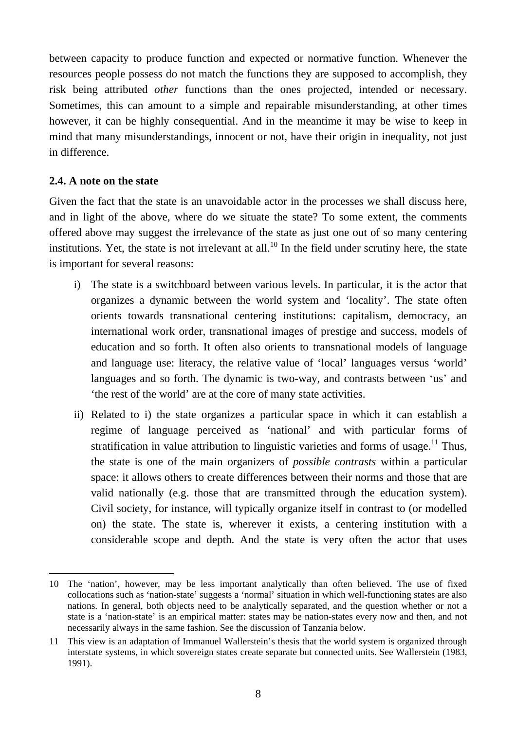between capacity to produce function and expected or normative function. Whenever the resources people possess do not match the functions they are supposed to accomplish, they risk being attributed *other* functions than the ones projected, intended or necessary. Sometimes, this can amount to a simple and repairable misunderstanding, at other times however, it can be highly consequential. And in the meantime it may be wise to keep in mind that many misunderstandings, innocent or not, have their origin in inequality, not just in difference.

### 2.4. A note on the state

Given the fact that the state is an unavoidable actor in the processes we shall discuss here, and in light of the above, where do we situate the state? To some extent, the comments offered above may suggest the irrelevance of the state as just one out of so many centering institutions. Yet, the state is not irrelevant at all.[10] In the field under scrutiny here, the state is important for several reasons:

i) The state is a switchboard between various levels. In particular, it is the actor that organizes a dynamic between the world system and 'locality'. The state often orients towards transnational centering institutions: capitalism, democracy, an international work order, transnational images of prestige and success, models of education and so forth. It often also orients to transnational models of language and language use: literacy, the relative value of 'local' languages versus 'world' languages and so forth. The dynamic is two-way, and contrasts between 'us' and 'the rest of the world' are at the core of many state activities.

ii) Related to i) the state organizes a particular space in which it can establish a regime of language perceived as 'national' and with particular forms of stratification in value attribution to linguistic varieties and forms of usage.[11] Thus, the state is one of the main organizers of *possible contrasts* within a particular space: it allows others to create differences between their norms and those that are valid nationally (e.g. those that are transmitted through the education system). Civil society, for instance, will typically organize itself in contrast to (or modelled on) the state. The state is, wherever it exists, a centering institution with a considerable scope and depth. And the state is very often the actor that uses

---

10 The 'nation', however, may be less important analytically than often believed. The use of fixed collocations such as 'nation-state' suggests a 'normal' situation in which well-functioning states are also nations. In general, both objects need to be analytically separated, and the question whether or not a state is a 'nation-state' is an empirical matter: states may be nation-states every now and then, and not necessarily always in the same fashion. See the discussion of Tanzania below.

11 This view is an adaptation of Immanuel Wallerstein's thesis that the world system is organized through interstate systems, in which sovereign states create separate but connected units. See Wallerstein (1983, 1991).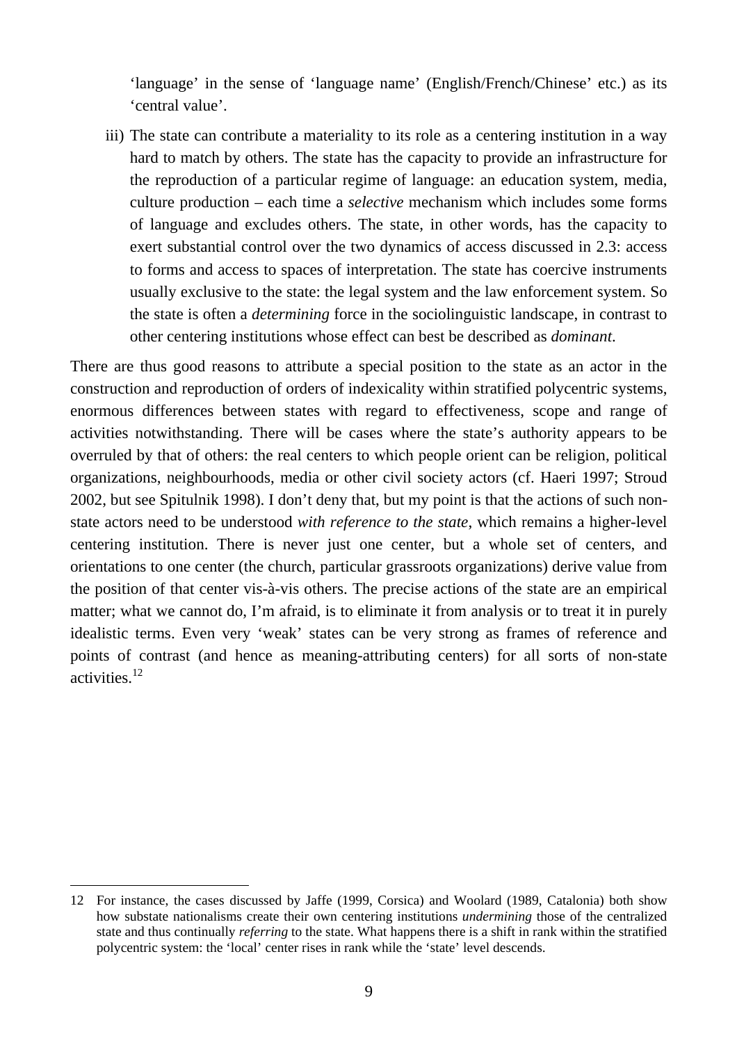'language' in the sense of 'language name' (English/French/Chinese' etc.) as its 'central value'.

iii) The state can contribute a materiality to its role as a centering institution in a way hard to match by others. The state has the capacity to provide an infrastructure for the reproduction of a particular regime of language: an education system, media, culture production – each time a *selective* mechanism which includes some forms of language and excludes others. The state, in other words, has the capacity to exert substantial control over the two dynamics of access discussed in 2.3: access to forms and access to spaces of interpretation. The state has coercive instruments usually exclusive to the state: the legal system and the law enforcement system. So the state is often a *determining* force in the sociolinguistic landscape, in contrast to other centering institutions whose effect can best be described as *dominant*.

There are thus good reasons to attribute a special position to the state as an actor in the construction and reproduction of orders of indexicality within stratified polycentric systems, enormous differences between states with regard to effectiveness, scope and range of activities notwithstanding. There will be cases where the state's authority appears to be overruled by that of others: the real centers to which people orient can be religion, political organizations, neighbourhoods, media or other civil society actors (cf. Haeri 1997; Stroud 2002, but see Spitulnik 1998). I don't deny that, but my point is that the actions of such non-state actors need to be understood *with reference to the state*, which remains a higher-level centering institution. There is never just one center, but a whole set of centers, and orientations to one center (the church, particular grassroots organizations) derive value from the position of that center vis-à-vis others. The precise actions of the state are an empirical matter; what we cannot do, I'm afraid, is to eliminate it from analysis or to treat it in purely idealistic terms. Even very 'weak' states can be very strong as frames of reference and points of contrast (and hence as meaning-attributing centers) for all sorts of non-state activities.[12]

---

12 For instance, the cases discussed by Jaffe (1999, Corsica) and Woolard (1989, Catalonia) both show how substate nationalisms create their own centering institutions *undermining* those of the centralized state and thus continually *referring* to the state. What happens there is a shift in rank within the stratified polycentric system: the 'local' center rises in rank while the 'state' level descends.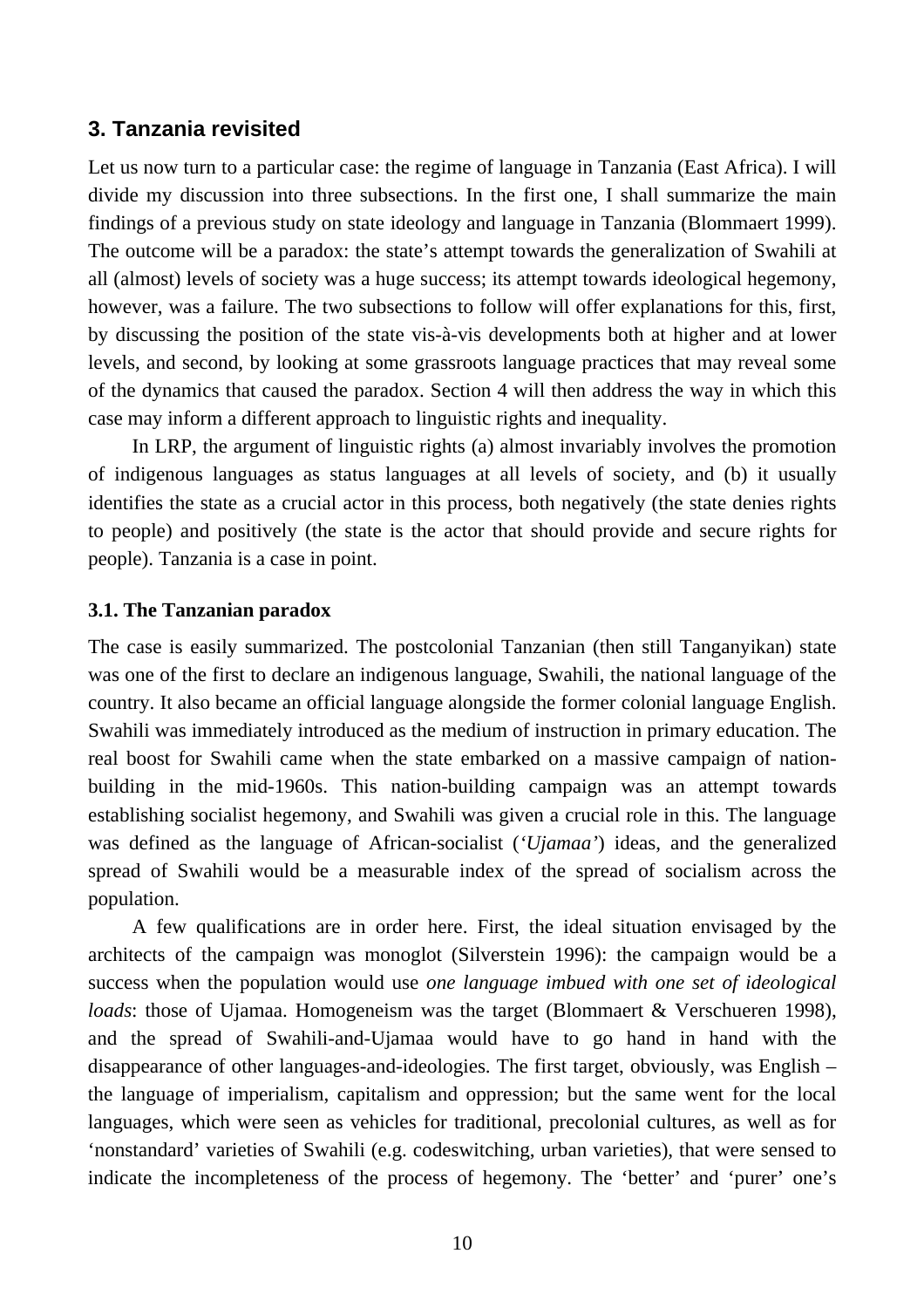## 3. Tanzania revisited

Let us now turn to a particular case: the regime of language in Tanzania (East Africa). I will divide my discussion into three subsections. In the first one, I shall summarize the main findings of a previous study on state ideology and language in Tanzania (Blommaert 1999). The outcome will be a paradox: the state's attempt towards the generalization of Swahili at all (almost) levels of society was a huge success; its attempt towards ideological hegemony, however, was a failure. The two subsections to follow will offer explanations for this, first, by discussing the position of the state vis-à-vis developments both at higher and at lower levels, and second, by looking at some grassroots language practices that may reveal some of the dynamics that caused the paradox. Section 4 will then address the way in which this case may inform a different approach to linguistic rights and inequality.

In LRP, the argument of linguistic rights (a) almost invariably involves the promotion of indigenous languages as status languages at all levels of society, and (b) it usually identifies the state as a crucial actor in this process, both negatively (the state denies rights to people) and positively (the state is the actor that should provide and secure rights for people). Tanzania is a case in point.

### 3.1. The Tanzanian paradox

The case is easily summarized. The postcolonial Tanzanian (then still Tanganyikan) state was one of the first to declare an indigenous language, Swahili, the national language of the country. It also became an official language alongside the former colonial language English. Swahili was immediately introduced as the medium of instruction in primary education. The real boost for Swahili came when the state embarked on a massive campaign of nation-building in the mid-1960s. This nation-building campaign was an attempt towards establishing socialist hegemony, and Swahili was given a crucial role in this. The language was defined as the language of African-socialist (*'Ujamaa'*) ideas, and the generalized spread of Swahili would be a measurable index of the spread of socialism across the population.

A few qualifications are in order here. First, the ideal situation envisaged by the architects of the campaign was monoglot (Silverstein 1996): the campaign would be a success when the population would use *one language imbued with one set of ideological loads*: those of Ujamaa. Homogeneism was the target (Blommaert & Verschueren 1998), and the spread of Swahili-and-Ujamaa would have to go hand in hand with the disappearance of other languages-and-ideologies. The first target, obviously, was English – the language of imperialism, capitalism and oppression; but the same went for the local languages, which were seen as vehicles for traditional, precolonial cultures, as well as for 'nonstandard' varieties of Swahili (e.g. codeswitching, urban varieties), that were sensed to indicate the incompleteness of the process of hegemony. The 'better' and 'purer' one's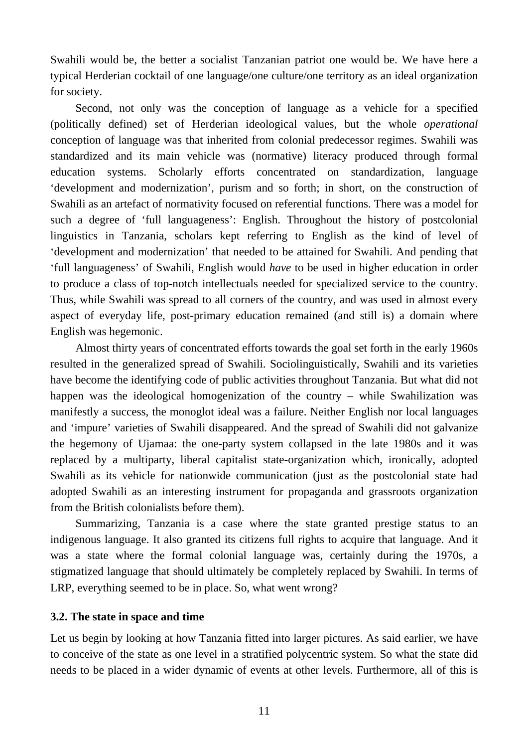Swahili would be, the better a socialist Tanzanian patriot one would be. We have here a typical Herderian cocktail of one language/one culture/one territory as an ideal organization for society.

Second, not only was the conception of language as a vehicle for a specified (politically defined) set of Herderian ideological values, but the whole *operational* conception of language was that inherited from colonial predecessor regimes. Swahili was standardized and its main vehicle was (normative) literacy produced through formal education systems. Scholarly efforts concentrated on standardization, language 'development and modernization', purism and so forth; in short, on the construction of Swahili as an artefact of normativity focused on referential functions. There was a model for such a degree of 'full languageness': English. Throughout the history of postcolonial linguistics in Tanzania, scholars kept referring to English as the kind of level of 'development and modernization' that needed to be attained for Swahili. And pending that 'full languageness' of Swahili, English would *have* to be used in higher education in order to produce a class of top-notch intellectuals needed for specialized service to the country. Thus, while Swahili was spread to all corners of the country, and was used in almost every aspect of everyday life, post-primary education remained (and still is) a domain where English was hegemonic.

Almost thirty years of concentrated efforts towards the goal set forth in the early 1960s resulted in the generalized spread of Swahili. Sociolinguistically, Swahili and its varieties have become the identifying code of public activities throughout Tanzania. But what did not happen was the ideological homogenization of the country – while Swahilization was manifestly a success, the monoglot ideal was a failure. Neither English nor local languages and 'impure' varieties of Swahili disappeared. And the spread of Swahili did not galvanize the hegemony of Ujamaa: the one-party system collapsed in the late 1980s and it was replaced by a multiparty, liberal capitalist state-organization which, ironically, adopted Swahili as its vehicle for nationwide communication (just as the postcolonial state had adopted Swahili as an interesting instrument for propaganda and grassroots organization from the British colonialists before them).

Summarizing, Tanzania is a case where the state granted prestige status to an indigenous language. It also granted its citizens full rights to acquire that language. And it was a state where the formal colonial language was, certainly during the 1970s, a stigmatized language that should ultimately be completely replaced by Swahili. In terms of LRP, everything seemed to be in place. So, what went wrong?

### 3.2. The state in space and time

Let us begin by looking at how Tanzania fitted into larger pictures. As said earlier, we have to conceive of the state as one level in a stratified polycentric system. So what the state did needs to be placed in a wider dynamic of events at other levels. Furthermore, all of this is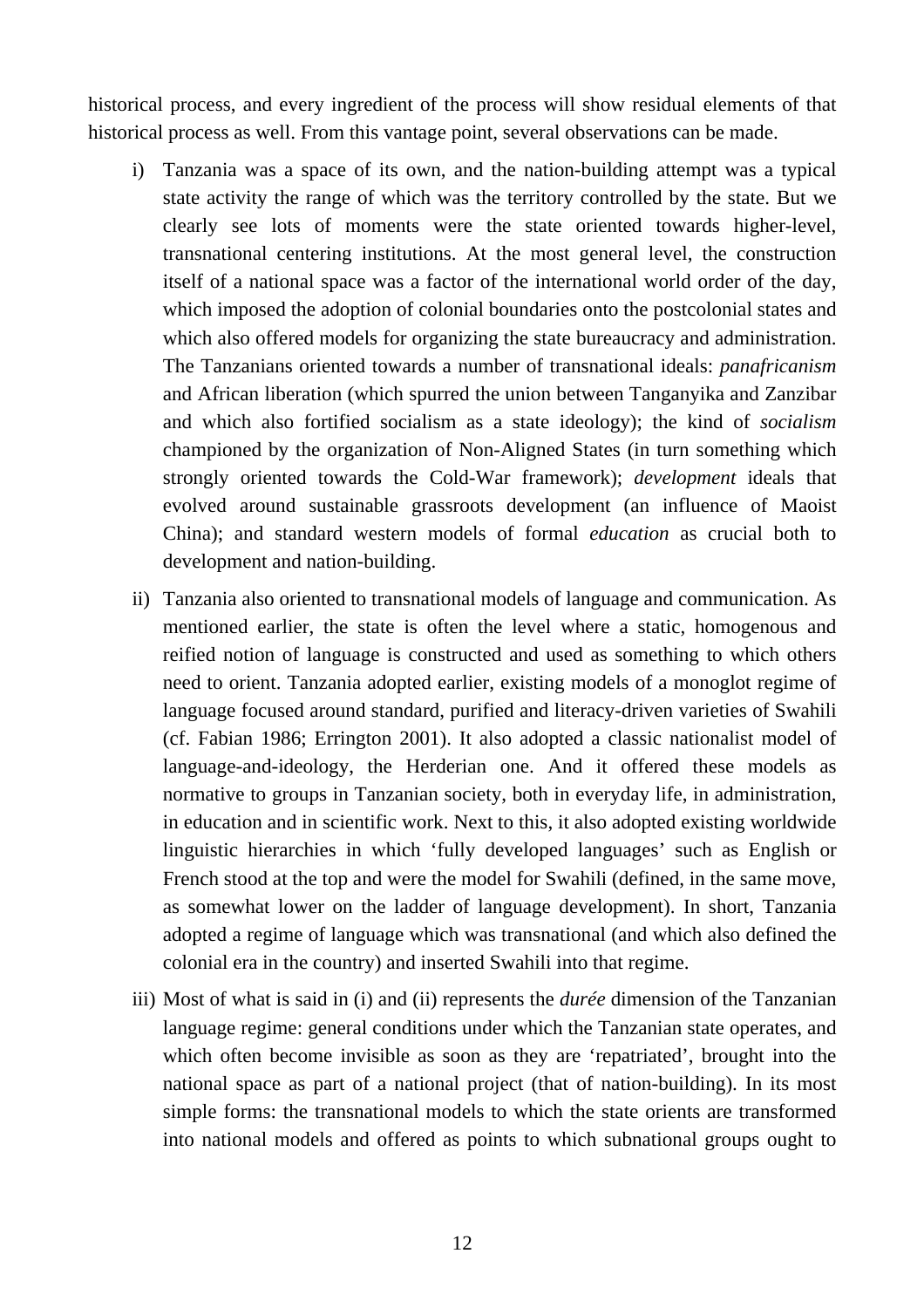historical process, and every ingredient of the process will show residual elements of that historical process as well. From this vantage point, several observations can be made.

i) Tanzania was a space of its own, and the nation-building attempt was a typical state activity the range of which was the territory controlled by the state. But we clearly see lots of moments were the state oriented towards higher-level, transnational centering institutions. At the most general level, the construction itself of a national space was a factor of the international world order of the day, which imposed the adoption of colonial boundaries onto the postcolonial states and which also offered models for organizing the state bureaucracy and administration. The Tanzanians oriented towards a number of transnational ideals: *panafricanism* and African liberation (which spurred the union between Tanganyika and Zanzibar and which also fortified socialism as a state ideology); the kind of *socialism* championed by the organization of Non-Aligned States (in turn something which strongly oriented towards the Cold-War framework); *development* ideals that evolved around sustainable grassroots development (an influence of Maoist China); and standard western models of formal *education* as crucial both to development and nation-building.

ii) Tanzania also oriented to transnational models of language and communication. As mentioned earlier, the state is often the level where a static, homogenous and reified notion of language is constructed and used as something to which others need to orient. Tanzania adopted earlier, existing models of a monoglot regime of language focused around standard, purified and literacy-driven varieties of Swahili (cf. Fabian 1986; Errington 2001). It also adopted a classic nationalist model of language-and-ideology, the Herderian one. And it offered these models as normative to groups in Tanzanian society, both in everyday life, in administration, in education and in scientific work. Next to this, it also adopted existing worldwide linguistic hierarchies in which 'fully developed languages' such as English or French stood at the top and were the model for Swahili (defined, in the same move, as somewhat lower on the ladder of language development). In short, Tanzania adopted a regime of language which was transnational (and which also defined the colonial era in the country) and inserted Swahili into that regime.

iii) Most of what is said in (i) and (ii) represents the *durée* dimension of the Tanzanian language regime: general conditions under which the Tanzanian state operates, and which often become invisible as soon as they are 'repatriated', brought into the national space as part of a national project (that of nation-building). In its most simple forms: the transnational models to which the state orients are transformed into national models and offered as points to which subnational groups ought to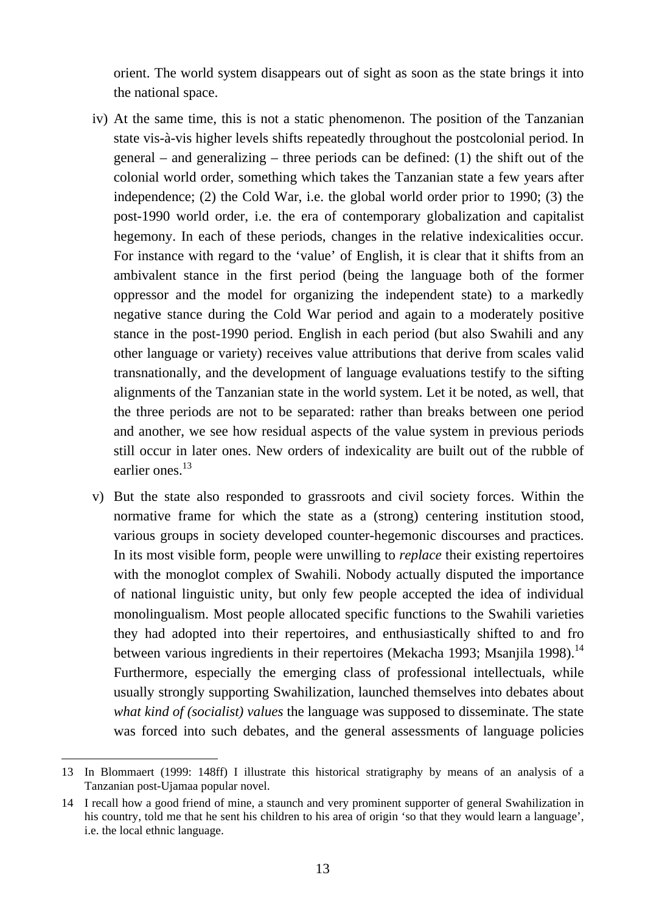orient. The world system disappears out of sight as soon as the state brings it into the national space.

iv) At the same time, this is not a static phenomenon. The position of the Tanzanian state vis-à-vis higher levels shifts repeatedly throughout the postcolonial period. In general – and generalizing – three periods can be defined: (1) the shift out of the colonial world order, something which takes the Tanzanian state a few years after independence; (2) the Cold War, i.e. the global world order prior to 1990; (3) the post-1990 world order, i.e. the era of contemporary globalization and capitalist hegemony. In each of these periods, changes in the relative indexicalities occur. For instance with regard to the 'value' of English, it is clear that it shifts from an ambivalent stance in the first period (being the language both of the former oppressor and the model for organizing the independent state) to a markedly negative stance during the Cold War period and again to a moderately positive stance in the post-1990 period. English in each period (but also Swahili and any other language or variety) receives value attributions that derive from scales valid transnationally, and the development of language evaluations testify to the sifting alignments of the Tanzanian state in the world system. Let it be noted, as well, that the three periods are not to be separated: rather than breaks between one period and another, we see how residual aspects of the value system in previous periods still occur in later ones. New orders of indexicality are built out of the rubble of earlier ones.[13]

v) But the state also responded to grassroots and civil society forces. Within the normative frame for which the state as a (strong) centering institution stood, various groups in society developed counter-hegemonic discourses and practices. In its most visible form, people were unwilling to *replace* their existing repertoires with the monoglot complex of Swahili. Nobody actually disputed the importance of national linguistic unity, but only few people accepted the idea of individual monolingualism. Most people allocated specific functions to the Swahili varieties they had adopted into their repertoires, and enthusiastically shifted to and fro between various ingredients in their repertoires (Mekacha 1993; Msanjila 1998).[14] Furthermore, especially the emerging class of professional intellectuals, while usually strongly supporting Swahilization, launched themselves into debates about *what kind of (socialist) values* the language was supposed to disseminate. The state was forced into such debates, and the general assessments of language policies

---

13 In Blommaert (1999: 148ff) I illustrate this historical stratigraphy by means of an analysis of a Tanzanian post-Ujamaa popular novel.

14 I recall how a good friend of mine, a staunch and very prominent supporter of general Swahilization in his country, told me that he sent his children to his area of origin 'so that they would learn a language', i.e. the local ethnic language.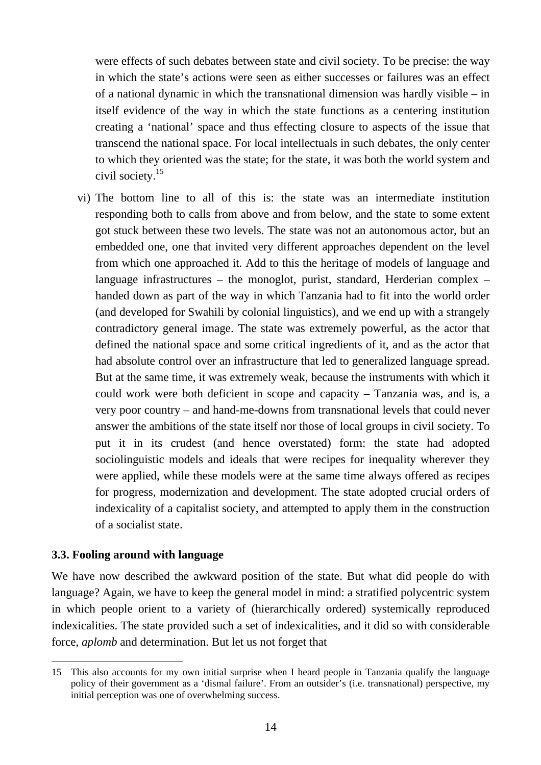were effects of such debates between state and civil society. To be precise: the way in which the state's actions were seen as either successes or failures was an effect of a national dynamic in which the transnational dimension was hardly visible – in itself evidence of the way in which the state functions as a centering institution creating a 'national' space and thus effecting closure to aspects of the issue that transcend the national space. For local intellectuals in such debates, the only center to which they oriented was the state; for the state, it was both the world system and civil society.[15]

vi) The bottom line to all of this is: the state was an intermediate institution responding both to calls from above and from below, and the state to some extent got stuck between these two levels. The state was not an autonomous actor, but an embedded one, one that invited very different approaches dependent on the level from which one approached it. Add to this the heritage of models of language and language infrastructures – the monoglot, purist, standard, Herderian complex – handed down as part of the way in which Tanzania had to fit into the world order (and developed for Swahili by colonial linguistics), and we end up with a strangely contradictory general image. The state was extremely powerful, as the actor that defined the national space and some critical ingredients of it, and as the actor that had absolute control over an infrastructure that led to generalized language spread. But at the same time, it was extremely weak, because the instruments with which it could work were both deficient in scope and capacity – Tanzania was, and is, a very poor country – and hand-me-downs from transnational levels that could never answer the ambitions of the state itself nor those of local groups in civil society. To put it in its crudest (and hence overstated) form: the state had adopted sociolinguistic models and ideals that were recipes for inequality wherever they were applied, while these models were at the same time always offered as recipes for progress, modernization and development. The state adopted crucial orders of indexicality of a capitalist society, and attempted to apply them in the construction of a socialist state.

### 3.3. Fooling around with language

We have now described the awkward position of the state. But what did people do with language? Again, we have to keep the general model in mind: a stratified polycentric system in which people orient to a variety of (hierarchically ordered) systemically reproduced indexicalities. The state provided such a set of indexicalities, and it did so with considerable force, *aplomb* and determination. But let us not forget that

---

15 This also accounts for my own initial surprise when I heard people in Tanzania qualify the language policy of their government as a 'dismal failure'. From an outsider's (i.e. transnational) perspective, my initial perception was one of overwhelming success.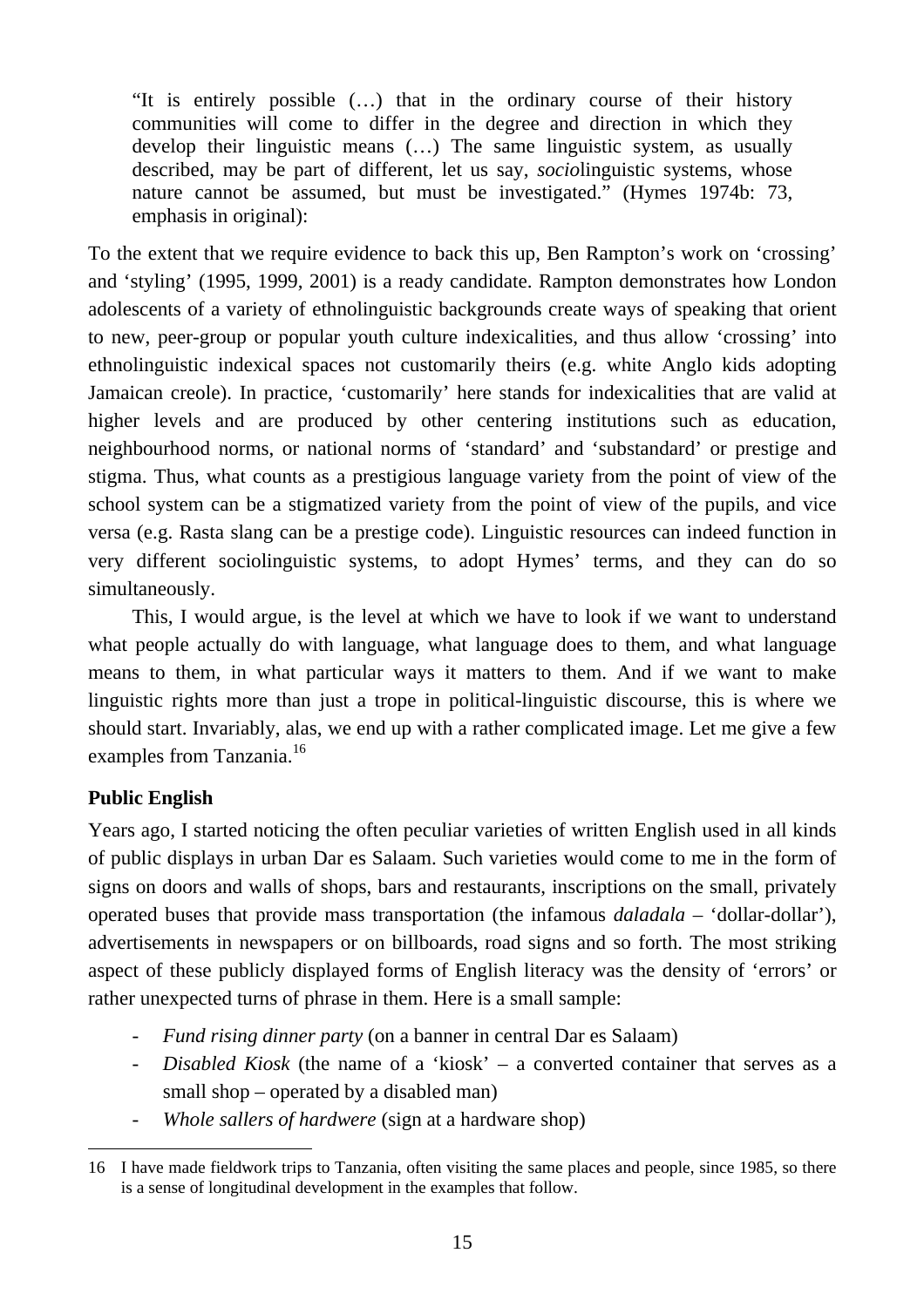> "It is entirely possible (…) that in the ordinary course of their history communities will come to differ in the degree and direction in which they develop their linguistic means (…) The same linguistic system, as usually described, may be part of different, let us say, *socio*linguistic systems, whose nature cannot be assumed, but must be investigated." (Hymes 1974b: 73, emphasis in original):

To the extent that we require evidence to back this up, Ben Rampton's work on 'crossing' and 'styling' (1995, 1999, 2001) is a ready candidate. Rampton demonstrates how London adolescents of a variety of ethnolinguistic backgrounds create ways of speaking that orient to new, peer-group or popular youth culture indexicalities, and thus allow 'crossing' into ethnolinguistic indexical spaces not customarily theirs (e.g. white Anglo kids adopting Jamaican creole). In practice, 'customarily' here stands for indexicalities that are valid at higher levels and are produced by other centering institutions such as education, neighbourhood norms, or national norms of 'standard' and 'substandard' or prestige and stigma. Thus, what counts as a prestigious language variety from the point of view of the school system can be a stigmatized variety from the point of view of the pupils, and vice versa (e.g. Rasta slang can be a prestige code). Linguistic resources can indeed function in very different sociolinguistic systems, to adopt Hymes' terms, and they can do so simultaneously.

This, I would argue, is the level at which we have to look if we want to understand what people actually do with language, what language does to them, and what language means to them, in what particular ways it matters to them. And if we want to make linguistic rights more than just a trope in political-linguistic discourse, this is where we should start. Invariably, alas, we end up with a rather complicated image. Let me give a few examples from Tanzania.[16]

**Public English**

Years ago, I started noticing the often peculiar varieties of written English used in all kinds of public displays in urban Dar es Salaam. Such varieties would come to me in the form of signs on doors and walls of shops, bars and restaurants, inscriptions on the small, privately operated buses that provide mass transportation (the infamous *daladala* – 'dollar-dollar'), advertisements in newspapers or on billboards, road signs and so forth. The most striking aspect of these publicly displayed forms of English literacy was the density of 'errors' or rather unexpected turns of phrase in them. Here is a small sample:

- *Fund rising dinner party* (on a banner in central Dar es Salaam)
- *Disabled Kiosk* (the name of a 'kiosk' – a converted container that serves as a small shop – operated by a disabled man)
- *Whole sallers of hardwere* (sign at a hardware shop)

16 I have made fieldwork trips to Tanzania, often visiting the same places and people, since 1985, so there is a sense of longitudinal development in the examples that follow.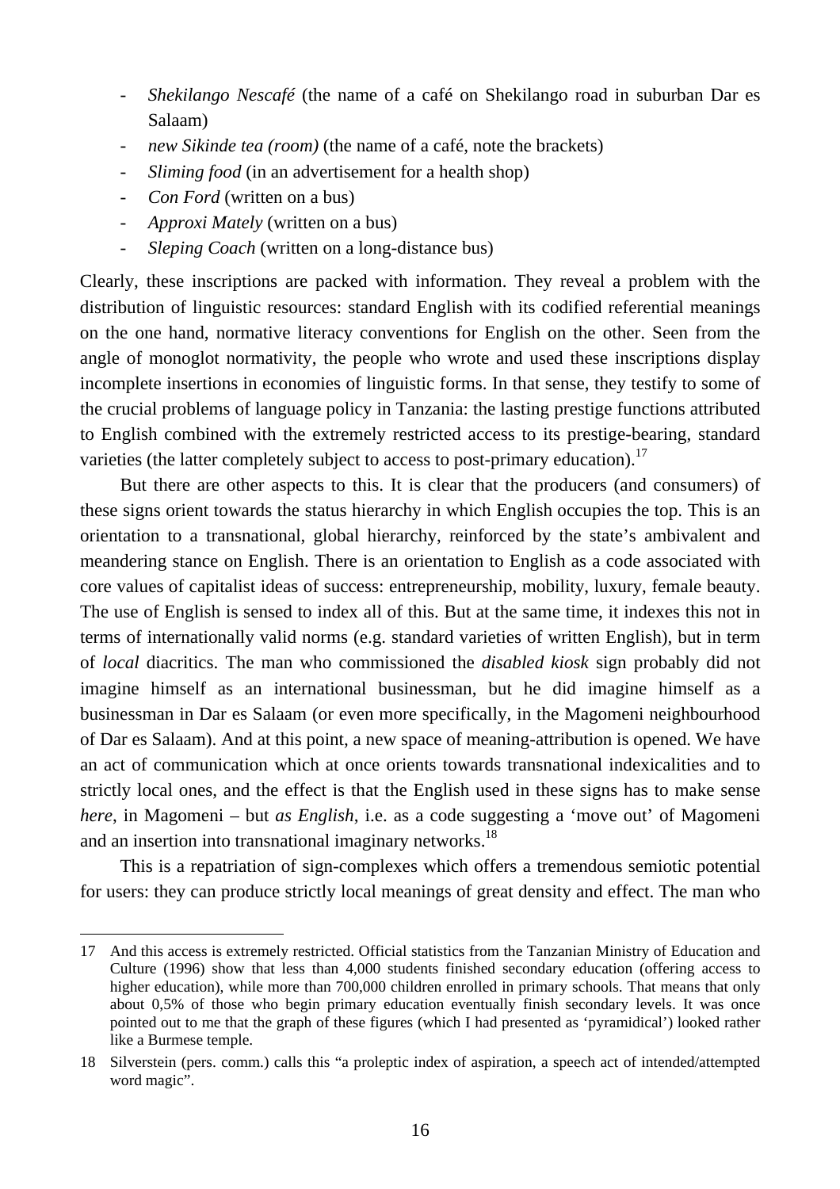- *Shekilango Nescafé* (the name of a café on Shekilango road in suburban Dar es Salaam)
- *new Sikinde tea (room)* (the name of a café, note the brackets)
- *Sliming food* (in an advertisement for a health shop)
- *Con Ford* (written on a bus)
- *Approxi Mately* (written on a bus)
- *Sleping Coach* (written on a long-distance bus)

Clearly, these inscriptions are packed with information. They reveal a problem with the distribution of linguistic resources: standard English with its codified referential meanings on the one hand, normative literacy conventions for English on the other. Seen from the angle of monoglot normativity, the people who wrote and used these inscriptions display incomplete insertions in economies of linguistic forms. In that sense, they testify to some of the crucial problems of language policy in Tanzania: the lasting prestige functions attributed to English combined with the extremely restricted access to its prestige-bearing, standard varieties (the latter completely subject to access to post-primary education).[17]

But there are other aspects to this. It is clear that the producers (and consumers) of these signs orient towards the status hierarchy in which English occupies the top. This is an orientation to a transnational, global hierarchy, reinforced by the state's ambivalent and meandering stance on English. There is an orientation to English as a code associated with core values of capitalist ideas of success: entrepreneurship, mobility, luxury, female beauty. The use of English is sensed to index all of this. But at the same time, it indexes this not in terms of internationally valid norms (e.g. standard varieties of written English), but in term of *local* diacritics. The man who commissioned the *disabled kiosk* sign probably did not imagine himself as an international businessman, but he did imagine himself as a businessman in Dar es Salaam (or even more specifically, in the Magomeni neighbourhood of Dar es Salaam). And at this point, a new space of meaning-attribution is opened. We have an act of communication which at once orients towards transnational indexicalities and to strictly local ones, and the effect is that the English used in these signs has to make sense *here*, in Magomeni – but *as English*, i.e. as a code suggesting a 'move out' of Magomeni and an insertion into transnational imaginary networks.[18]

This is a repatriation of sign-complexes which offers a tremendous semiotic potential for users: they can produce strictly local meanings of great density and effect. The man who

---

17 And this access is extremely restricted. Official statistics from the Tanzanian Ministry of Education and Culture (1996) show that less than 4,000 students finished secondary education (offering access to higher education), while more than 700,000 children enrolled in primary schools. That means that only about 0,5% of those who begin primary education eventually finish secondary levels. It was once pointed out to me that the graph of these figures (which I had presented as 'pyramidical') looked rather like a Burmese temple.

18 Silverstein (pers. comm.) calls this "a proleptic index of aspiration, a speech act of intended/attempted word magic".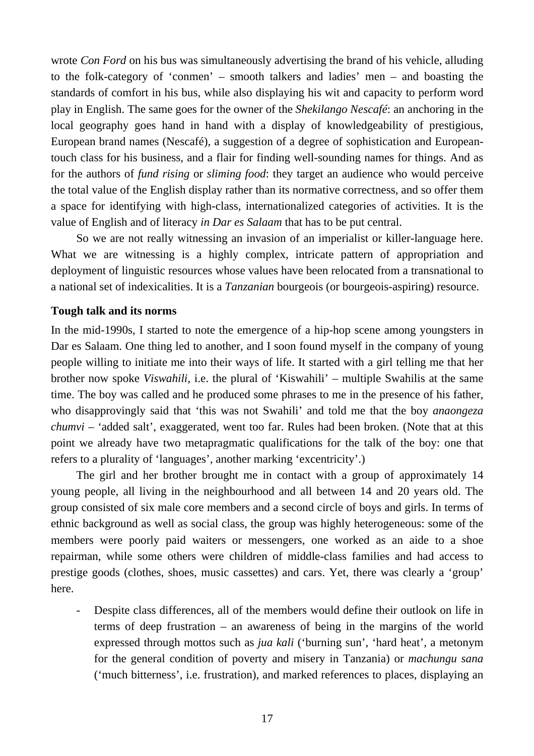wrote *Con Ford* on his bus was simultaneously advertising the brand of his vehicle, alluding to the folk-category of 'conmen' – smooth talkers and ladies' men – and boasting the standards of comfort in his bus, while also displaying his wit and capacity to perform word play in English. The same goes for the owner of the *Shekilango Nescafé*: an anchoring in the local geography goes hand in hand with a display of knowledgeability of prestigious, European brand names (Nescafé), a suggestion of a degree of sophistication and European-touch class for his business, and a flair for finding well-sounding names for things. And as for the authors of *fund rising* or *sliming food*: they target an audience who would perceive the total value of the English display rather than its normative correctness, and so offer them a space for identifying with high-class, internationalized categories of activities. It is the value of English and of literacy *in Dar es Salaam* that has to be put central.

So we are not really witnessing an invasion of an imperialist or killer-language here. What we are witnessing is a highly complex, intricate pattern of appropriation and deployment of linguistic resources whose values have been relocated from a transnational to a national set of indexicalities. It is a *Tanzanian* bourgeois (or bourgeois-aspiring) resource.

**Tough talk and its norms**

In the mid-1990s, I started to note the emergence of a hip-hop scene among youngsters in Dar es Salaam. One thing led to another, and I soon found myself in the company of young people willing to initiate me into their ways of life. It started with a girl telling me that her brother now spoke *Viswahili*, i.e. the plural of 'Kiswahili' – multiple Swahilis at the same time. The boy was called and he produced some phrases to me in the presence of his father, who disapprovingly said that 'this was not Swahili' and told me that the boy *anaongeza chumvi* – 'added salt', exaggerated, went too far. Rules had been broken. (Note that at this point we already have two metapragmatic qualifications for the talk of the boy: one that refers to a plurality of 'languages', another marking 'excentricity'.)

The girl and her brother brought me in contact with a group of approximately 14 young people, all living in the neighbourhood and all between 14 and 20 years old. The group consisted of six male core members and a second circle of boys and girls. In terms of ethnic background as well as social class, the group was highly heterogeneous: some of the members were poorly paid waiters or messengers, one worked as an aide to a shoe repairman, while some others were children of middle-class families and had access to prestige goods (clothes, shoes, music cassettes) and cars. Yet, there was clearly a 'group' here.

- Despite class differences, all of the members would define their outlook on life in terms of deep frustration – an awareness of being in the margins of the world expressed through mottos such as *jua kali* ('burning sun', 'hard heat', a metonym for the general condition of poverty and misery in Tanzania) or *machungu sana* ('much bitterness', i.e. frustration), and marked references to places, displaying an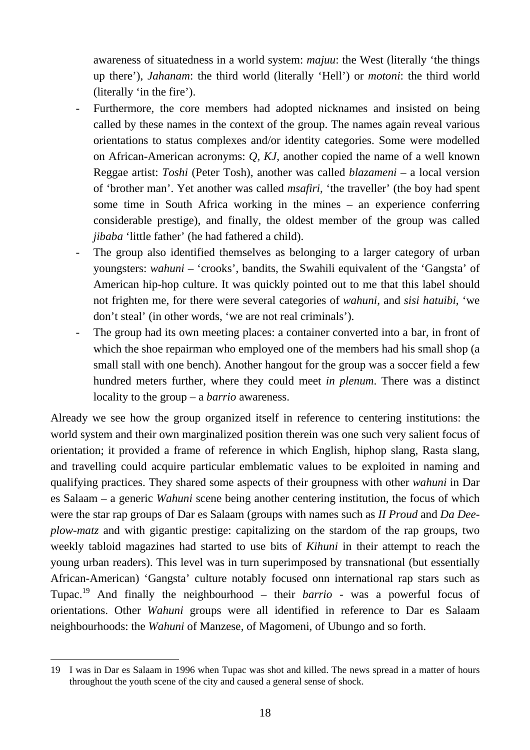awareness of situatedness in a world system: *majuu*: the West (literally 'the things up there'), *Jahanam*: the third world (literally 'Hell') or *motoni*: the third world (literally 'in the fire').

- Furthermore, the core members had adopted nicknames and insisted on being called by these names in the context of the group. The names again reveal various orientations to status complexes and/or identity categories. Some were modelled on African-American acronyms: *Q*, *KJ*, another copied the name of a well known Reggae artist: *Toshi* (Peter Tosh), another was called *blazameni* – a local version of 'brother man'. Yet another was called *msafiri*, 'the traveller' (the boy had spent some time in South Africa working in the mines – an experience conferring considerable prestige), and finally, the oldest member of the group was called *jibaba* 'little father' (he had fathered a child).
- The group also identified themselves as belonging to a larger category of urban youngsters: *wahuni* – 'crooks', bandits, the Swahili equivalent of the 'Gangsta' of American hip-hop culture. It was quickly pointed out to me that this label should not frighten me, for there were several categories of *wahuni*, and *sisi hatuibi*, 'we don't steal' (in other words, 'we are not real criminals').
- The group had its own meeting places: a container converted into a bar, in front of which the shoe repairman who employed one of the members had his small shop (a small stall with one bench). Another hangout for the group was a soccer field a few hundred meters further, where they could meet *in plenum*. There was a distinct locality to the group – a *barrio* awareness.

Already we see how the group organized itself in reference to centering institutions: the world system and their own marginalized position therein was one such very salient focus of orientation; it provided a frame of reference in which English, hiphop slang, Rasta slang, and travelling could acquire particular emblematic values to be exploited in naming and qualifying practices. They shared some aspects of their groupness with other *wahuni* in Dar es Salaam – a generic *Wahuni* scene being another centering institution, the focus of which were the star rap groups of Dar es Salaam (groups with names such as *II Proud* and *Da Dee-plow-matz* and with gigantic prestige: capitalizing on the stardom of the rap groups, two weekly tabloid magazines had started to use bits of *Kihuni* in their attempt to reach the young urban readers). This level was in turn superimposed by transnational (but essentially African-American) 'Gangsta' culture notably focused onn international rap stars such as Tupac.[19] And finally the neighbourhood – their *barrio* - was a powerful focus of orientations. Other *Wahuni* groups were all identified in reference to Dar es Salaam neighbourhoods: the *Wahuni* of Manzese, of Magomeni, of Ubungo and so forth.

---

19 I was in Dar es Salaam in 1996 when Tupac was shot and killed. The news spread in a matter of hours throughout the youth scene of the city and caused a general sense of shock.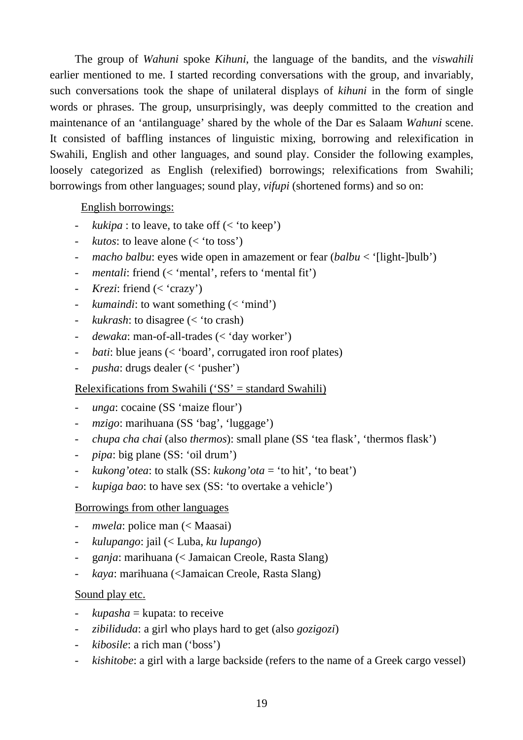The group of *Wahuni* spoke *Kihuni*, the language of the bandits, and the *viswahili* earlier mentioned to me. I started recording conversations with the group, and invariably, such conversations took the shape of unilateral displays of *kihuni* in the form of single words or phrases. The group, unsurprisingly, was deeply committed to the creation and maintenance of an 'antilanguage' shared by the whole of the Dar es Salaam *Wahuni* scene. It consisted of baffling instances of linguistic mixing, borrowing and relexification in Swahili, English and other languages, and sound play. Consider the following examples, loosely categorized as English (relexified) borrowings; relexifications from Swahili; borrowings from other languages; sound play, *vifupi* (shortened forms) and so on:

<u>English borrowings:</u>

- *kukipa* : to leave, to take off (< 'to keep')
- *kutos*: to leave alone (< 'to toss')
- *macho balbu*: eyes wide open in amazement or fear (*balbu* < '[light-]bulb')
- *mentali*: friend (< 'mental', refers to 'mental fit')
- *Krezi*: friend (< 'crazy')
- *kumaindi*: to want something (< 'mind')
- *kukrash*: to disagree (< 'to crash)
- *dewaka*: man-of-all-trades (< 'day worker')
- *bati*: blue jeans (< 'board', corrugated iron roof plates)
- *pusha*: drugs dealer (< 'pusher')

<u>Relexifications from Swahili ('SS' = standard Swahili)</u>

- *unga*: cocaine (SS 'maize flour')
- *mzigo*: marihuana (SS 'bag', 'luggage')
- *chupa cha chai* (also *thermos*): small plane (SS 'tea flask', 'thermos flask')
- *pipa*: big plane (SS: 'oil drum')
- *kukong'otea*: to stalk (SS: *kukong'ota* = 'to hit', 'to beat')
- *kupiga bao*: to have sex (SS: 'to overtake a vehicle')

<u>Borrowings from other languages</u>

- *mwela*: police man (< Maasai)
- *kulupango*: jail (< Luba, *ku lupango*)
- g*anja*: marihuana (< Jamaican Creole, Rasta Slang)
- *kaya*: marihuana (<Jamaican Creole, Rasta Slang)

<u>Sound play etc.</u>

- *kupasha* = kupata: to receive
- *zibiliduda*: a girl who plays hard to get (also *gozigozi*)
- *kibosile*: a rich man ('boss')
- *kishitobe*: a girl with a large backside (refers to the name of a Greek cargo vessel)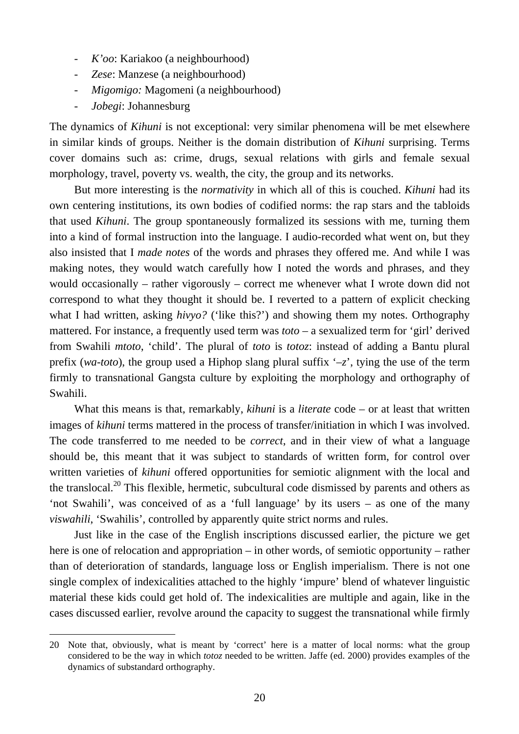- *K'oo*: Kariakoo (a neighbourhood)
- *Zese*: Manzese (a neighbourhood)
- *Migomigo:* Magomeni (a neighbourhood)
- *Jobegi*: Johannesburg

The dynamics of *Kihuni* is not exceptional: very similar phenomena will be met elsewhere in similar kinds of groups. Neither is the domain distribution of *Kihuni* surprising. Terms cover domains such as: crime, drugs, sexual relations with girls and female sexual morphology, travel, poverty vs. wealth, the city, the group and its networks.

But more interesting is the *normativity* in which all of this is couched. *Kihuni* had its own centering institutions, its own bodies of codified norms: the rap stars and the tabloids that used *Kihuni*. The group spontaneously formalized its sessions with me, turning them into a kind of formal instruction into the language. I audio-recorded what went on, but they also insisted that I *made notes* of the words and phrases they offered me. And while I was making notes, they would watch carefully how I noted the words and phrases, and they would occasionally – rather vigorously – correct me whenever what I wrote down did not correspond to what they thought it should be. I reverted to a pattern of explicit checking what I had written, asking *hivyo?* ('like this?') and showing them my notes. Orthography mattered. For instance, a frequently used term was *toto* – a sexualized term for 'girl' derived from Swahili *mtoto*, 'child'. The plural of *toto* is *totoz*: instead of adding a Bantu plural prefix (*wa-toto*), the group used a Hiphop slang plural suffix '–*z*', tying the use of the term firmly to transnational Gangsta culture by exploiting the morphology and orthography of Swahili.

What this means is that, remarkably, *kihuni* is a *literate* code – or at least that written images of *kihuni* terms mattered in the process of transfer/initiation in which I was involved. The code transferred to me needed to be *correct*, and in their view of what a language should be, this meant that it was subject to standards of written form, for control over written varieties of *kihuni* offered opportunities for semiotic alignment with the local and the translocal.[20] This flexible, hermetic, subcultural code dismissed by parents and others as 'not Swahili', was conceived of as a 'full language' by its users – as one of the many *viswahili*, 'Swahilis', controlled by apparently quite strict norms and rules.

Just like in the case of the English inscriptions discussed earlier, the picture we get here is one of relocation and appropriation – in other words, of semiotic opportunity – rather than of deterioration of standards, language loss or English imperialism. There is not one single complex of indexicalities attached to the highly 'impure' blend of whatever linguistic material these kids could get hold of. The indexicalities are multiple and again, like in the cases discussed earlier, revolve around the capacity to suggest the transnational while firmly

---

20 Note that, obviously, what is meant by 'correct' here is a matter of local norms: what the group considered to be the way in which *totoz* needed to be written. Jaffe (ed. 2000) provides examples of the dynamics of substandard orthography.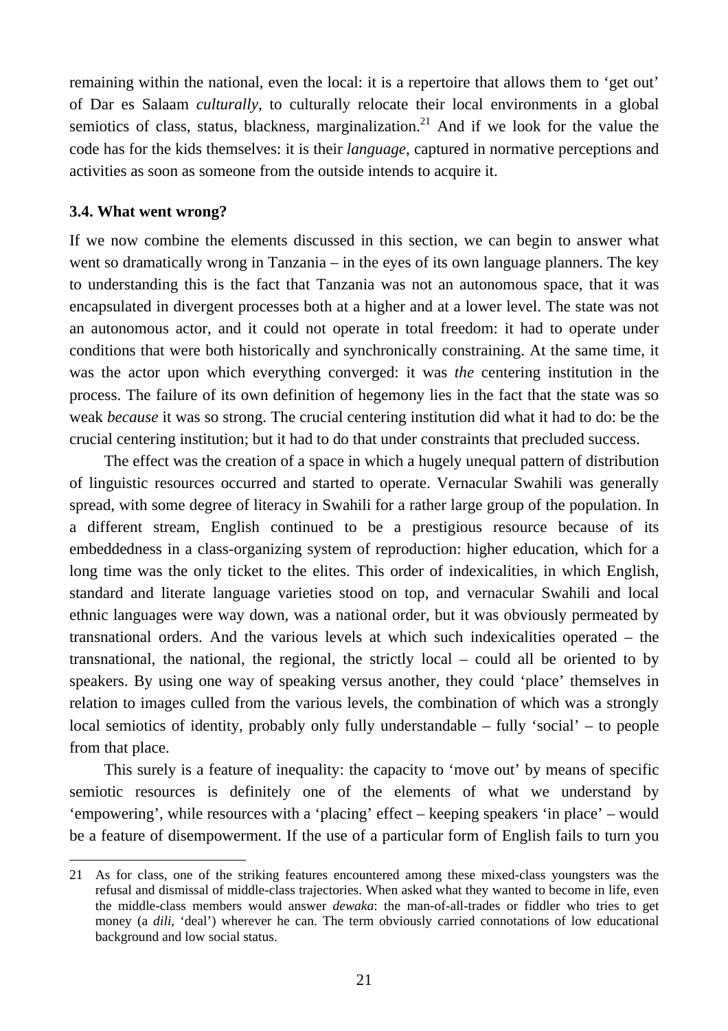remaining within the national, even the local: it is a repertoire that allows them to 'get out' of Dar es Salaam *culturally*, to culturally relocate their local environments in a global semiotics of class, status, blackness, marginalization.[21] And if we look for the value the code has for the kids themselves: it is their *language*, captured in normative perceptions and activities as soon as someone from the outside intends to acquire it.

### 3.4. What went wrong?

If we now combine the elements discussed in this section, we can begin to answer what went so dramatically wrong in Tanzania – in the eyes of its own language planners. The key to understanding this is the fact that Tanzania was not an autonomous space, that it was encapsulated in divergent processes both at a higher and at a lower level. The state was not an autonomous actor, and it could not operate in total freedom: it had to operate under conditions that were both historically and synchronically constraining. At the same time, it was the actor upon which everything converged: it was *the* centering institution in the process. The failure of its own definition of hegemony lies in the fact that the state was so weak *because* it was so strong. The crucial centering institution did what it had to do: be the crucial centering institution; but it had to do that under constraints that precluded success.

The effect was the creation of a space in which a hugely unequal pattern of distribution of linguistic resources occurred and started to operate. Vernacular Swahili was generally spread, with some degree of literacy in Swahili for a rather large group of the population. In a different stream, English continued to be a prestigious resource because of its embeddedness in a class-organizing system of reproduction: higher education, which for a long time was the only ticket to the elites. This order of indexicalities, in which English, standard and literate language varieties stood on top, and vernacular Swahili and local ethnic languages were way down, was a national order, but it was obviously permeated by transnational orders. And the various levels at which such indexicalities operated – the transnational, the national, the regional, the strictly local – could all be oriented to by speakers. By using one way of speaking versus another, they could 'place' themselves in relation to images culled from the various levels, the combination of which was a strongly local semiotics of identity, probably only fully understandable – fully 'social' – to people from that place.

This surely is a feature of inequality: the capacity to 'move out' by means of specific semiotic resources is definitely one of the elements of what we understand by 'empowering', while resources with a 'placing' effect – keeping speakers 'in place' – would be a feature of disempowerment. If the use of a particular form of English fails to turn you

---

21 As for class, one of the striking features encountered among these mixed-class youngsters was the refusal and dismissal of middle-class trajectories. When asked what they wanted to become in life, even the middle-class members would answer *dewaka*: the man-of-all-trades or fiddler who tries to get money (a *dili*, 'deal') wherever he can. The term obviously carried connotations of low educational background and low social status.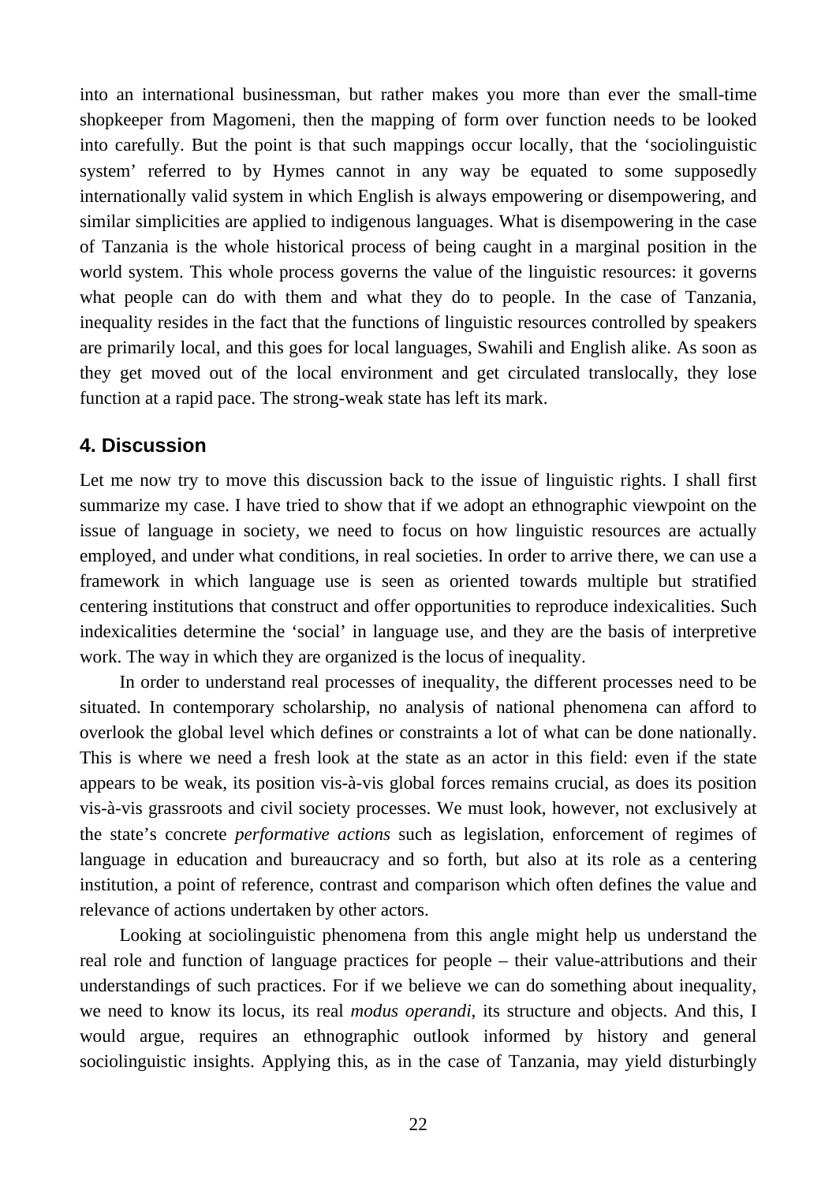into an international businessman, but rather makes you more than ever the small-time shopkeeper from Magomeni, then the mapping of form over function needs to be looked into carefully. But the point is that such mappings occur locally, that the 'sociolinguistic system' referred to by Hymes cannot in any way be equated to some supposedly internationally valid system in which English is always empowering or disempowering, and similar simplicities are applied to indigenous languages. What is disempowering in the case of Tanzania is the whole historical process of being caught in a marginal position in the world system. This whole process governs the value of the linguistic resources: it governs what people can do with them and what they do to people. In the case of Tanzania, inequality resides in the fact that the functions of linguistic resources controlled by speakers are primarily local, and this goes for local languages, Swahili and English alike. As soon as they get moved out of the local environment and get circulated translocally, they lose function at a rapid pace. The strong-weak state has left its mark.

## 4. Discussion

Let me now try to move this discussion back to the issue of linguistic rights. I shall first summarize my case. I have tried to show that if we adopt an ethnographic viewpoint on the issue of language in society, we need to focus on how linguistic resources are actually employed, and under what conditions, in real societies. In order to arrive there, we can use a framework in which language use is seen as oriented towards multiple but stratified centering institutions that construct and offer opportunities to reproduce indexicalities. Such indexicalities determine the 'social' in language use, and they are the basis of interpretive work. The way in which they are organized is the locus of inequality.

In order to understand real processes of inequality, the different processes need to be situated. In contemporary scholarship, no analysis of national phenomena can afford to overlook the global level which defines or constraints a lot of what can be done nationally. This is where we need a fresh look at the state as an actor in this field: even if the state appears to be weak, its position vis-à-vis global forces remains crucial, as does its position vis-à-vis grassroots and civil society processes. We must look, however, not exclusively at the state's concrete *performative actions* such as legislation, enforcement of regimes of language in education and bureaucracy and so forth, but also at its role as a centering institution, a point of reference, contrast and comparison which often defines the value and relevance of actions undertaken by other actors.

Looking at sociolinguistic phenomena from this angle might help us understand the real role and function of language practices for people – their value-attributions and their understandings of such practices. For if we believe we can do something about inequality, we need to know its locus, its real *modus operandi*, its structure and objects. And this, I would argue, requires an ethnographic outlook informed by history and general sociolinguistic insights. Applying this, as in the case of Tanzania, may yield disturbingly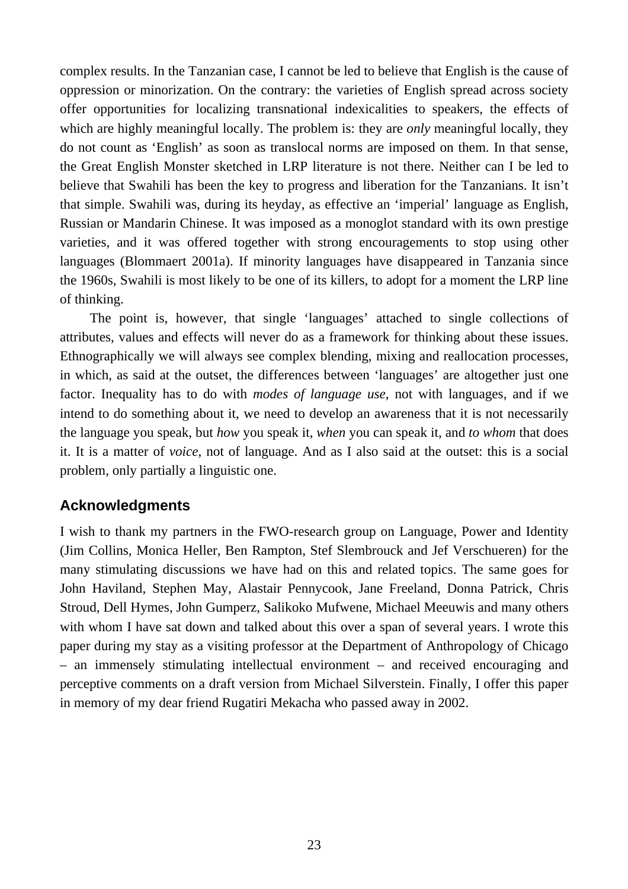complex results. In the Tanzanian case, I cannot be led to believe that English is the cause of oppression or minorization. On the contrary: the varieties of English spread across society offer opportunities for localizing transnational indexicalities to speakers, the effects of which are highly meaningful locally. The problem is: they are *only* meaningful locally, they do not count as 'English' as soon as translocal norms are imposed on them. In that sense, the Great English Monster sketched in LRP literature is not there. Neither can I be led to believe that Swahili has been the key to progress and liberation for the Tanzanians. It isn't that simple. Swahili was, during its heyday, as effective an 'imperial' language as English, Russian or Mandarin Chinese. It was imposed as a monoglot standard with its own prestige varieties, and it was offered together with strong encouragements to stop using other languages (Blommaert 2001a). If minority languages have disappeared in Tanzania since the 1960s, Swahili is most likely to be one of its killers, to adopt for a moment the LRP line of thinking.

The point is, however, that single 'languages' attached to single collections of attributes, values and effects will never do as a framework for thinking about these issues. Ethnographically we will always see complex blending, mixing and reallocation processes, in which, as said at the outset, the differences between 'languages' are altogether just one factor. Inequality has to do with *modes of language use*, not with languages, and if we intend to do something about it, we need to develop an awareness that it is not necessarily the language you speak, but *how* you speak it, *when* you can speak it, and *to whom* that does it. It is a matter of *voice*, not of language. And as I also said at the outset: this is a social problem, only partially a linguistic one.

## Acknowledgments

I wish to thank my partners in the FWO-research group on Language, Power and Identity (Jim Collins, Monica Heller, Ben Rampton, Stef Slembrouck and Jef Verschueren) for the many stimulating discussions we have had on this and related topics. The same goes for John Haviland, Stephen May, Alastair Pennycook, Jane Freeland, Donna Patrick, Chris Stroud, Dell Hymes, John Gumperz, Salikoko Mufwene, Michael Meeuwis and many others with whom I have sat down and talked about this over a span of several years. I wrote this paper during my stay as a visiting professor at the Department of Anthropology of Chicago – an immensely stimulating intellectual environment – and received encouraging and perceptive comments on a draft version from Michael Silverstein. Finally, I offer this paper in memory of my dear friend Rugatiri Mekacha who passed away in 2002.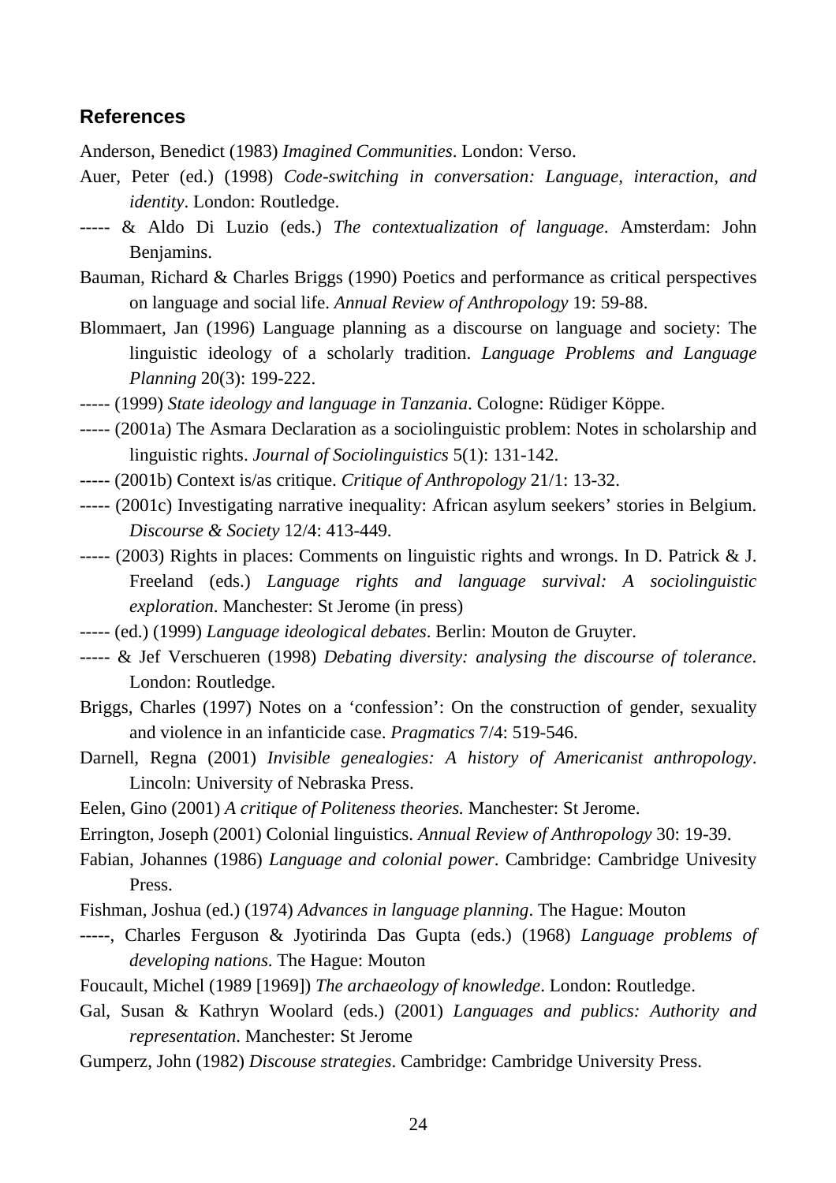## References

Anderson, Benedict (1983) *Imagined Communities*. London: Verso.

Auer, Peter (ed.) (1998) *Code-switching in conversation: Language, interaction, and identity*. London: Routledge.

----- & Aldo Di Luzio (eds.) *The contextualization of language*. Amsterdam: John Benjamins.

Bauman, Richard & Charles Briggs (1990) Poetics and performance as critical perspectives on language and social life. *Annual Review of Anthropology* 19: 59-88.

Blommaert, Jan (1996) Language planning as a discourse on language and society: The linguistic ideology of a scholarly tradition. *Language Problems and Language Planning* 20(3): 199-222.

----- (1999) *State ideology and language in Tanzania*. Cologne: Rüdiger Köppe.

----- (2001a) The Asmara Declaration as a sociolinguistic problem: Notes in scholarship and linguistic rights. *Journal of Sociolinguistics* 5(1): 131-142.

----- (2001b) Context is/as critique. *Critique of Anthropology* 21/1: 13-32.

----- (2001c) Investigating narrative inequality: African asylum seekers' stories in Belgium. *Discourse & Society* 12/4: 413-449.

----- (2003) Rights in places: Comments on linguistic rights and wrongs. In D. Patrick & J. Freeland (eds.) *Language rights and language survival: A sociolinguistic exploration*. Manchester: St Jerome (in press)

----- (ed.) (1999) *Language ideological debates*. Berlin: Mouton de Gruyter.

----- & Jef Verschueren (1998) *Debating diversity: analysing the discourse of tolerance*. London: Routledge.

Briggs, Charles (1997) Notes on a 'confession': On the construction of gender, sexuality and violence in an infanticide case. *Pragmatics* 7/4: 519-546.

Darnell, Regna (2001) *Invisible genealogies: A history of Americanist anthropology*. Lincoln: University of Nebraska Press.

Eelen, Gino (2001) *A critique of Politeness theories.* Manchester: St Jerome.

Errington, Joseph (2001) Colonial linguistics. *Annual Review of Anthropology* 30: 19-39.

Fabian, Johannes (1986) *Language and colonial power*. Cambridge: Cambridge Univesity Press.

Fishman, Joshua (ed.) (1974) *Advances in language planning*. The Hague: Mouton

-----, Charles Ferguson & Jyotirinda Das Gupta (eds.) (1968) *Language problems of developing nations*. The Hague: Mouton

Foucault, Michel (1989 [1969]) *The archaeology of knowledge*. London: Routledge.

Gal, Susan & Kathryn Woolard (eds.) (2001) *Languages and publics: Authority and representation*. Manchester: St Jerome

Gumperz, John (1982) *Discouse strategies*. Cambridge: Cambridge University Press.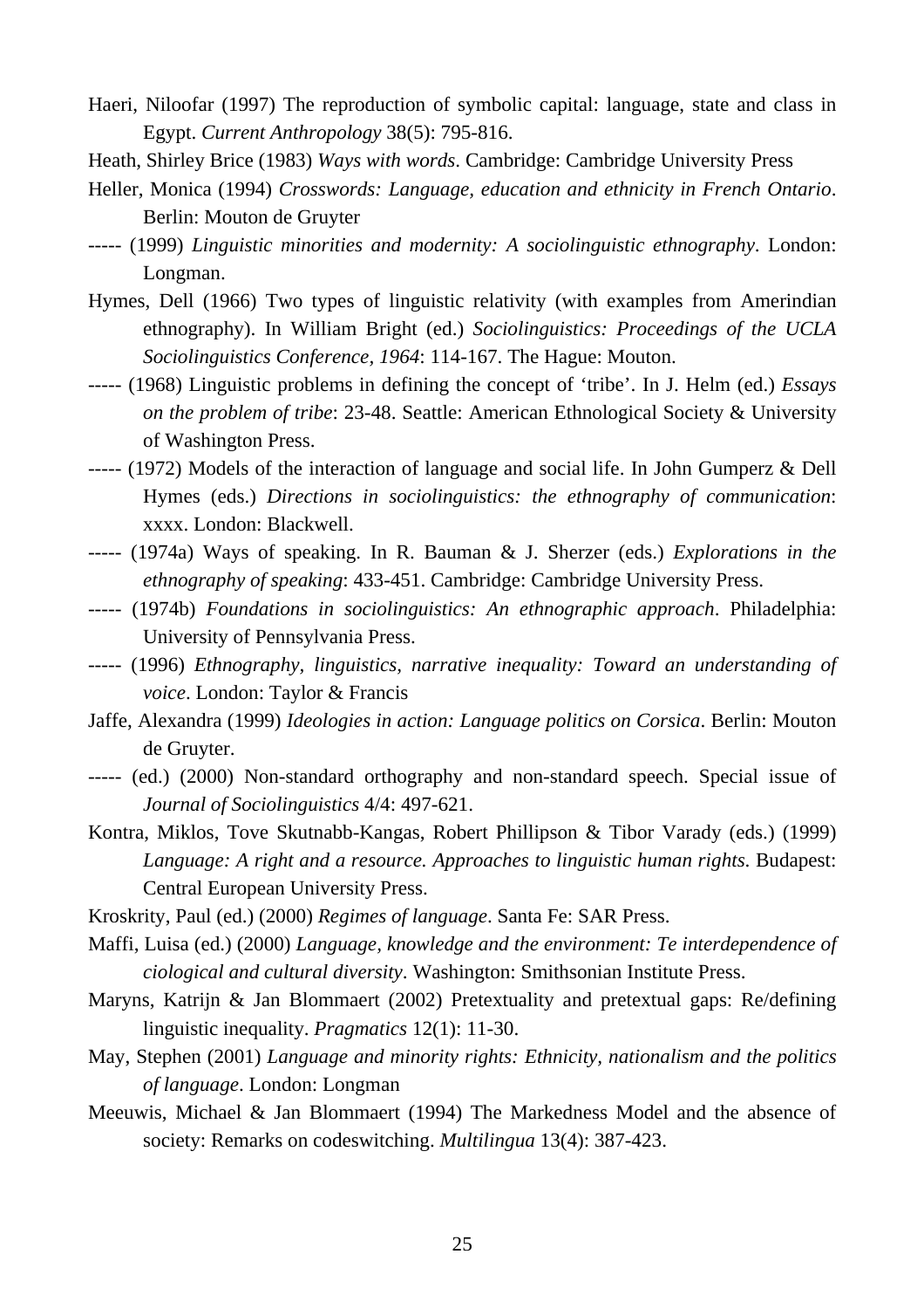Haeri, Niloofar (1997) The reproduction of symbolic capital: language, state and class in Egypt. *Current Anthropology* 38(5): 795-816.

Heath, Shirley Brice (1983) *Ways with words*. Cambridge: Cambridge University Press

Heller, Monica (1994) *Crosswords: Language, education and ethnicity in French Ontario*. Berlin: Mouton de Gruyter

----- (1999) *Linguistic minorities and modernity: A sociolinguistic ethnography*. London: Longman.

Hymes, Dell (1966) Two types of linguistic relativity (with examples from Amerindian ethnography). In William Bright (ed.) *Sociolinguistics: Proceedings of the UCLA Sociolinguistics Conference, 1964*: 114-167. The Hague: Mouton.

----- (1968) Linguistic problems in defining the concept of 'tribe'. In J. Helm (ed.) *Essays on the problem of tribe*: 23-48. Seattle: American Ethnological Society & University of Washington Press.

----- (1972) Models of the interaction of language and social life. In John Gumperz & Dell Hymes (eds.) *Directions in sociolinguistics: the ethnography of communication*: xxxx. London: Blackwell.

----- (1974a) Ways of speaking. In R. Bauman & J. Sherzer (eds.) *Explorations in the ethnography of speaking*: 433-451. Cambridge: Cambridge University Press.

----- (1974b) *Foundations in sociolinguistics: An ethnographic approach*. Philadelphia: University of Pennsylvania Press.

----- (1996) *Ethnography, linguistics, narrative inequality: Toward an understanding of voice*. London: Taylor & Francis

Jaffe, Alexandra (1999) *Ideologies in action: Language politics on Corsica*. Berlin: Mouton de Gruyter.

----- (ed.) (2000) Non-standard orthography and non-standard speech. Special issue of *Journal of Sociolinguistics* 4/4: 497-621.

Kontra, Miklos, Tove Skutnabb-Kangas, Robert Phillipson & Tibor Varady (eds.) (1999) *Language: A right and a resource. Approaches to linguistic human rights*. Budapest: Central European University Press.

Kroskrity, Paul (ed.) (2000) *Regimes of language*. Santa Fe: SAR Press.

Maffi, Luisa (ed.) (2000) *Language, knowledge and the environment: Te interdependence of ciological and cultural diversity*. Washington: Smithsonian Institute Press.

Maryns, Katrijn & Jan Blommaert (2002) Pretextuality and pretextual gaps: Re/defining linguistic inequality. *Pragmatics* 12(1): 11-30.

May, Stephen (2001) *Language and minority rights: Ethnicity, nationalism and the politics of language*. London: Longman

Meeuwis, Michael & Jan Blommaert (1994) The Markedness Model and the absence of society: Remarks on codeswitching. *Multilingua* 13(4): 387-423.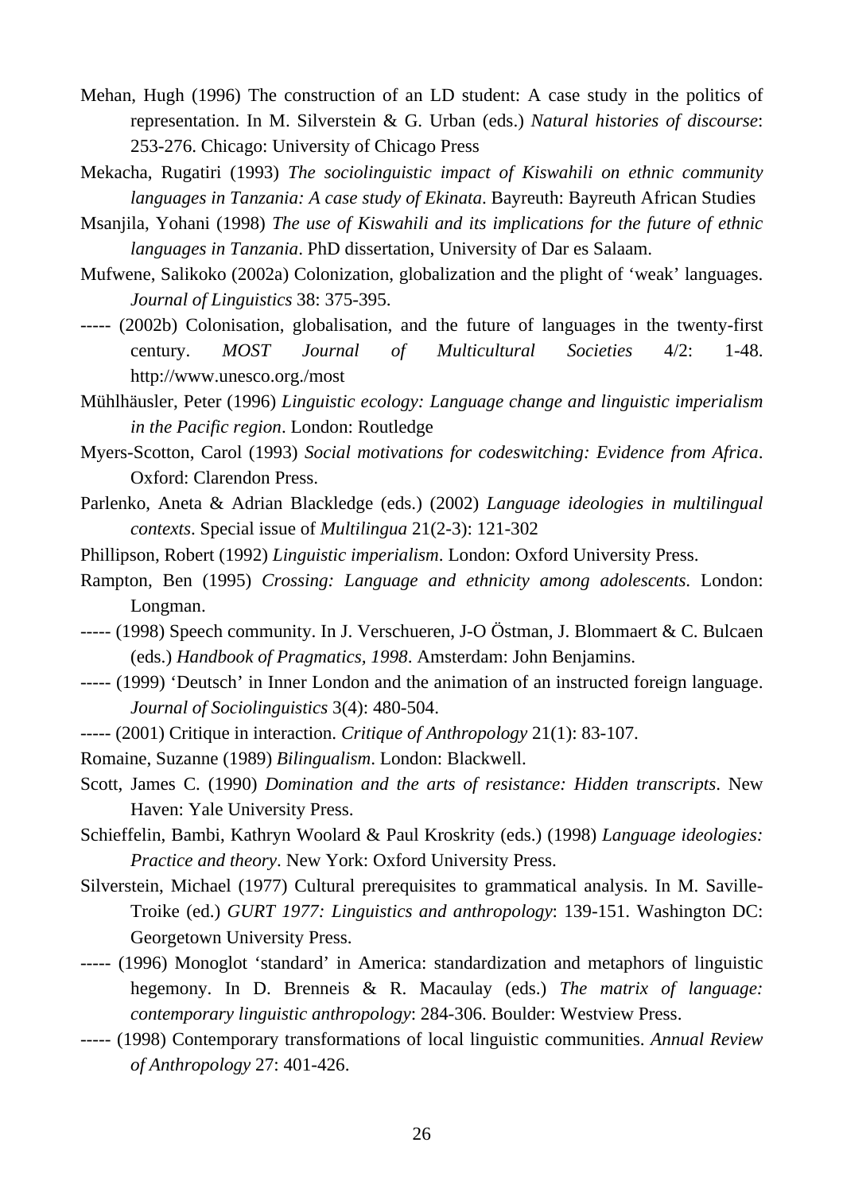Mehan, Hugh (1996) The construction of an LD student: A case study in the politics of representation. In M. Silverstein & G. Urban (eds.) *Natural histories of discourse*: 253-276. Chicago: University of Chicago Press

Mekacha, Rugatiri (1993) *The sociolinguistic impact of Kiswahili on ethnic community languages in Tanzania: A case study of Ekinata*. Bayreuth: Bayreuth African Studies

Msanjila, Yohani (1998) *The use of Kiswahili and its implications for the future of ethnic languages in Tanzania*. PhD dissertation, University of Dar es Salaam.

Mufwene, Salikoko (2002a) Colonization, globalization and the plight of 'weak' languages. *Journal of Linguistics* 38: 375-395.

----- (2002b) Colonisation, globalisation, and the future of languages in the twenty-first century. *MOST Journal of Multicultural Societies* 4/2: 1-48. http://www.unesco.org./most

Mühlhäusler, Peter (1996) *Linguistic ecology: Language change and linguistic imperialism in the Pacific region*. London: Routledge

Myers-Scotton, Carol (1993) *Social motivations for codeswitching: Evidence from Africa*. Oxford: Clarendon Press.

Parlenko, Aneta & Adrian Blackledge (eds.) (2002) *Language ideologies in multilingual contexts*. Special issue of *Multilingua* 21(2-3): 121-302

Phillipson, Robert (1992) *Linguistic imperialism*. London: Oxford University Press.

Rampton, Ben (1995) *Crossing: Language and ethnicity among adolescents*. London: Longman.

----- (1998) Speech community. In J. Verschueren, J-O Östman, J. Blommaert & C. Bulcaen (eds.) *Handbook of Pragmatics, 1998*. Amsterdam: John Benjamins.

----- (1999) 'Deutsch' in Inner London and the animation of an instructed foreign language. *Journal of Sociolinguistics* 3(4): 480-504.

----- (2001) Critique in interaction. *Critique of Anthropology* 21(1): 83-107.

Romaine, Suzanne (1989) *Bilingualism*. London: Blackwell.

Scott, James C. (1990) *Domination and the arts of resistance: Hidden transcripts*. New Haven: Yale University Press.

Schieffelin, Bambi, Kathryn Woolard & Paul Kroskrity (eds.) (1998) *Language ideologies: Practice and theory*. New York: Oxford University Press.

Silverstein, Michael (1977) Cultural prerequisites to grammatical analysis. In M. Saville-Troike (ed.) *GURT 1977: Linguistics and anthropology*: 139-151. Washington DC: Georgetown University Press.

----- (1996) Monoglot 'standard' in America: standardization and metaphors of linguistic hegemony. In D. Brenneis & R. Macaulay (eds.) *The matrix of language: contemporary linguistic anthropology*: 284-306. Boulder: Westview Press.

----- (1998) Contemporary transformations of local linguistic communities. *Annual Review of Anthropology* 27: 401-426.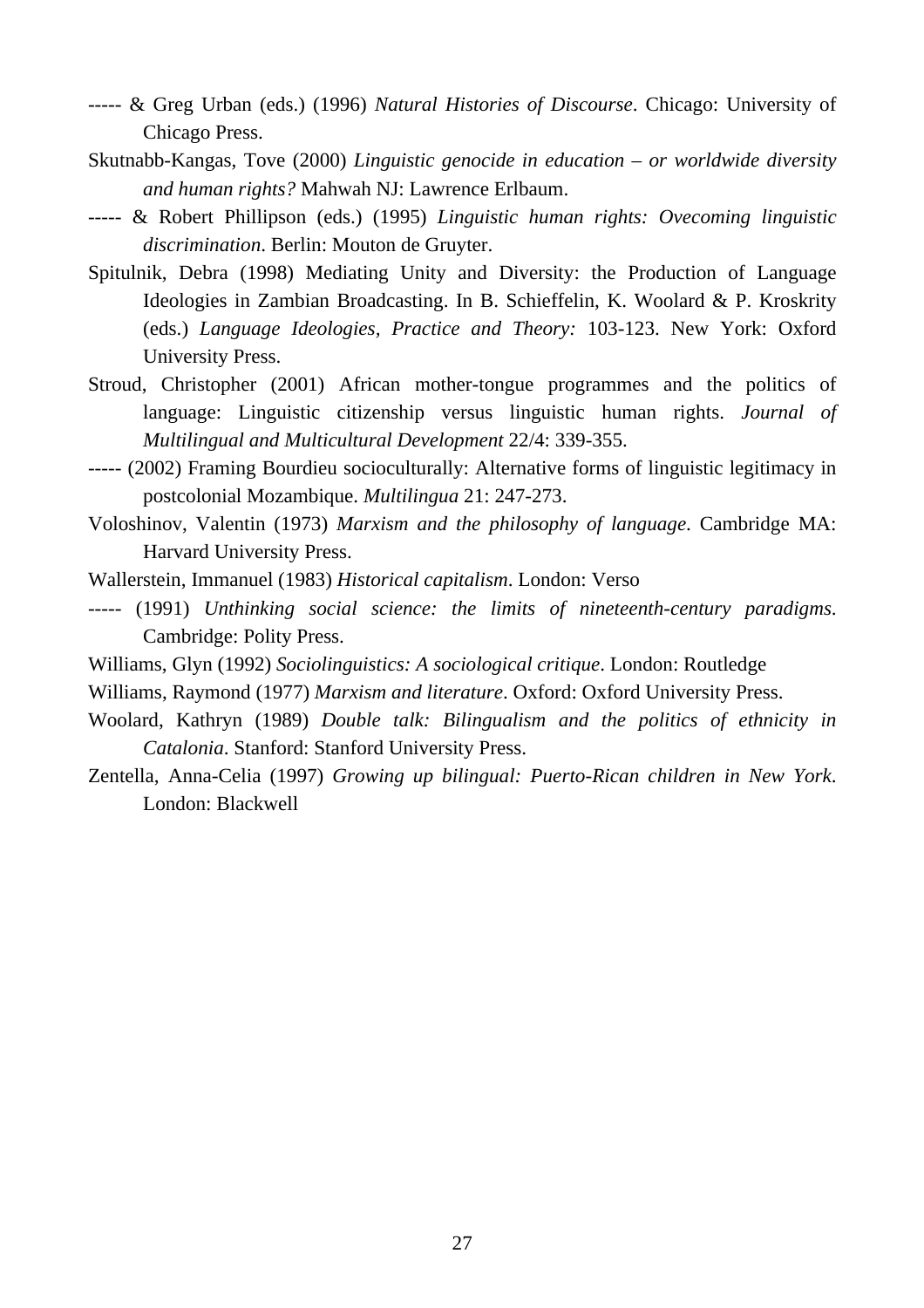----- & Greg Urban (eds.) (1996) *Natural Histories of Discourse*. Chicago: University of Chicago Press.

Skutnabb-Kangas, Tove (2000) *Linguistic genocide in education – or worldwide diversity and human rights?* Mahwah NJ: Lawrence Erlbaum.

----- & Robert Phillipson (eds.) (1995) *Linguistic human rights: Ovecoming linguistic discrimination*. Berlin: Mouton de Gruyter.

Spitulnik, Debra (1998) Mediating Unity and Diversity: the Production of Language Ideologies in Zambian Broadcasting. In B. Schieffelin, K. Woolard & P. Kroskrity (eds.) *Language Ideologies, Practice and Theory:* 103-123. New York: Oxford University Press.

Stroud, Christopher (2001) African mother-tongue programmes and the politics of language: Linguistic citizenship versus linguistic human rights. *Journal of Multilingual and Multicultural Development* 22/4: 339-355.

----- (2002) Framing Bourdieu socioculturally: Alternative forms of linguistic legitimacy in postcolonial Mozambique. *Multilingua* 21: 247-273.

Voloshinov, Valentin (1973) *Marxism and the philosophy of language*. Cambridge MA: Harvard University Press.

Wallerstein, Immanuel (1983) *Historical capitalism*. London: Verso

----- (1991) *Unthinking social science: the limits of nineteenth-century paradigms*. Cambridge: Polity Press.

Williams, Glyn (1992) *Sociolinguistics: A sociological critique*. London: Routledge

Williams, Raymond (1977) *Marxism and literature*. Oxford: Oxford University Press.

Woolard, Kathryn (1989) *Double talk: Bilingualism and the politics of ethnicity in Catalonia*. Stanford: Stanford University Press.

Zentella, Anna-Celia (1997) *Growing up bilingual: Puerto-Rican children in New York*. London: Blackwell